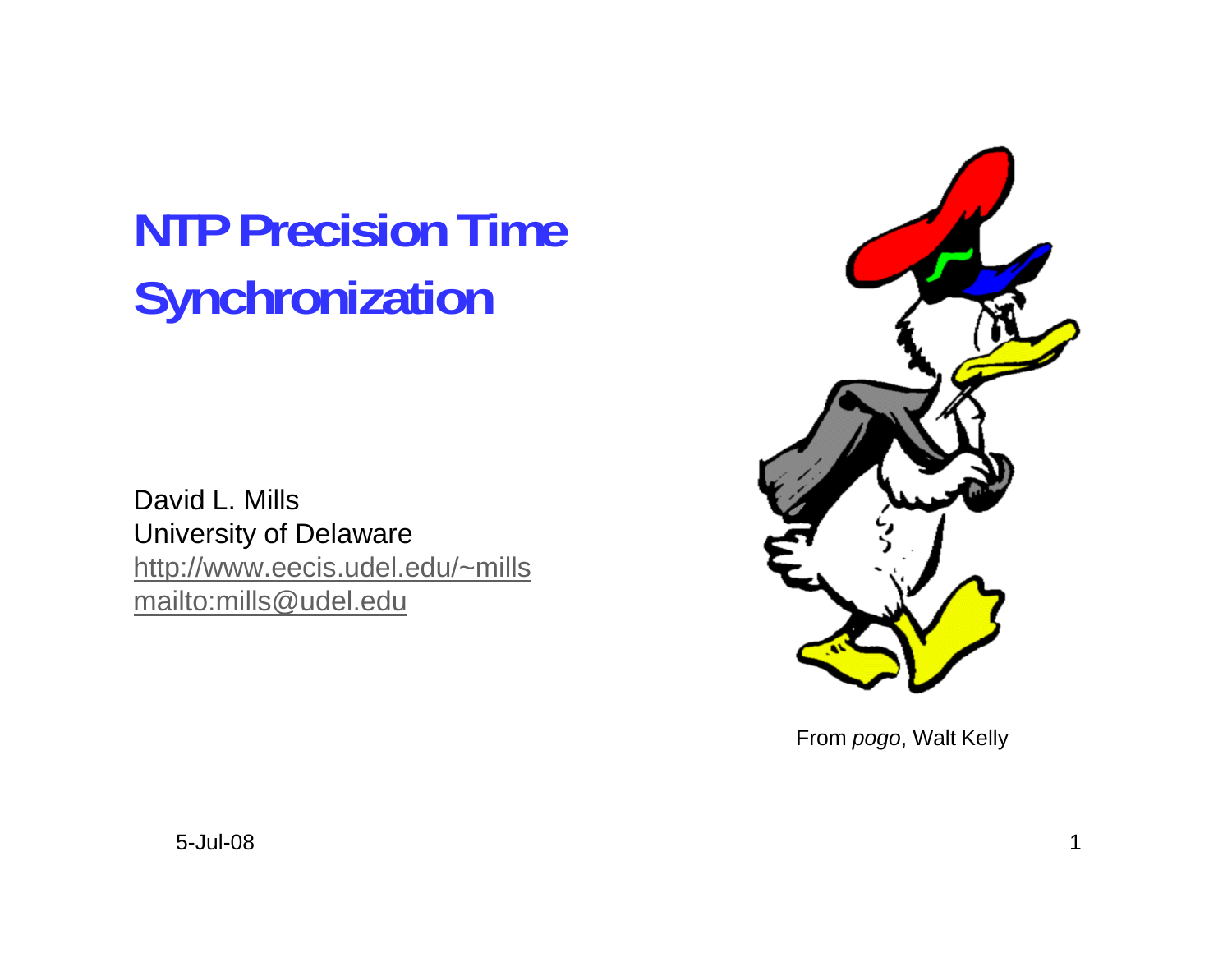# NTP Precision Time Synchronization

David L. Mills
University of Delaware
http://www.eecis.udel.edu/~mills
mailto:mills@udel.edu

From *pogo*, Walt Kelly

5-Jul-08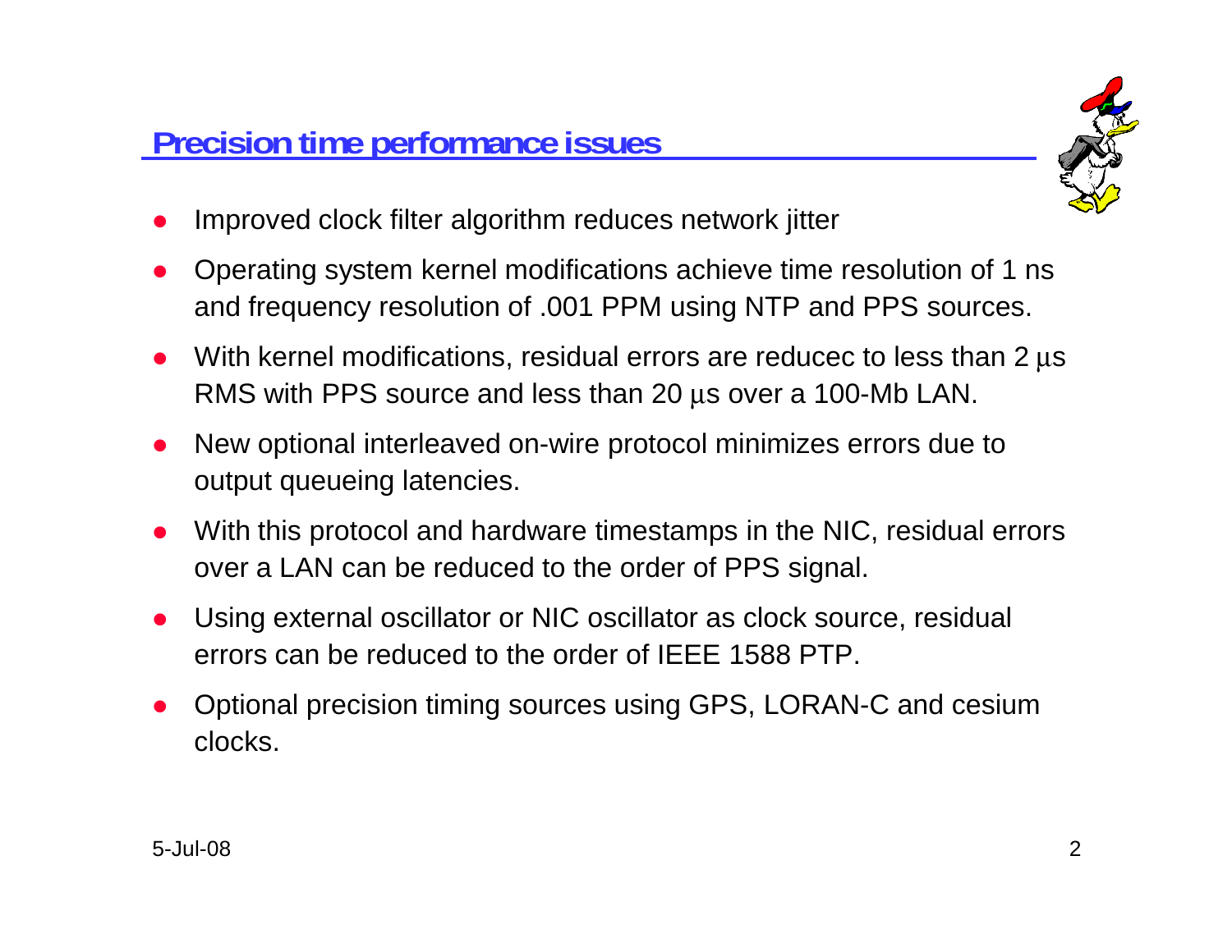## Precision time performance issues

- Improved clock filter algorithm reduces network jitter
- Operating system kernel modifications achieve time resolution of 1 ns and frequency resolution of .001 PPM using NTP and PPS sources.
- With kernel modifications, residual errors are reducec to less than 2 μs RMS with PPS source and less than 20 μs over a 100-Mb LAN.
- New optional interleaved on-wire protocol minimizes errors due to output queueing latencies.
- With this protocol and hardware timestamps in the NIC, residual errors over a LAN can be reduced to the order of PPS signal.
- Using external oscillator or NIC oscillator as clock source, residual errors can be reduced to the order of IEEE 1588 PTP.
- Optional precision timing sources using GPS, LORAN-C and cesium clocks.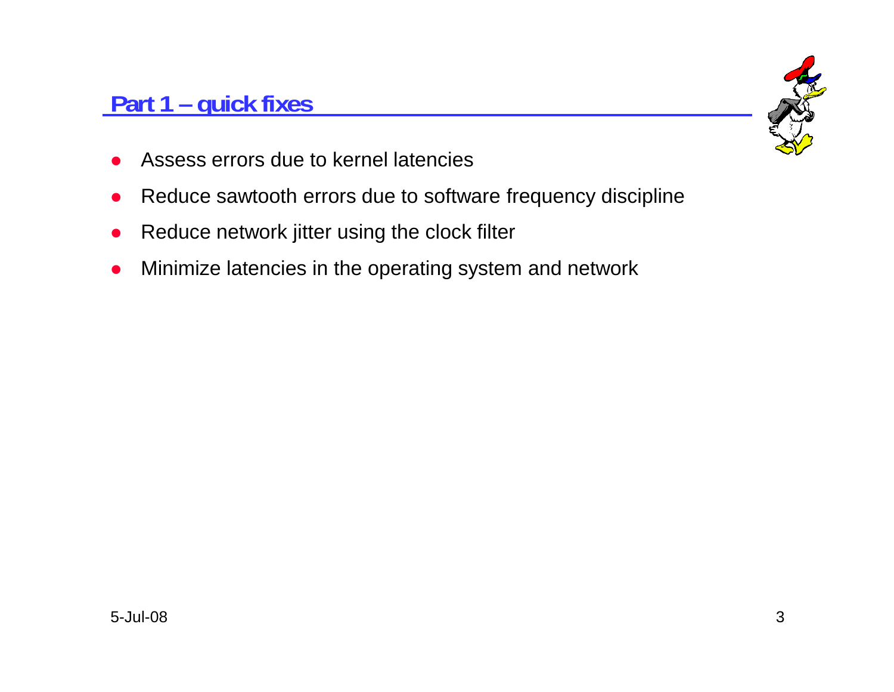## Part 1 – quick fixes

- Assess errors due to kernel latencies
- Reduce sawtooth errors due to software frequency discipline
- Reduce network jitter using the clock filter
- Minimize latencies in the operating system and network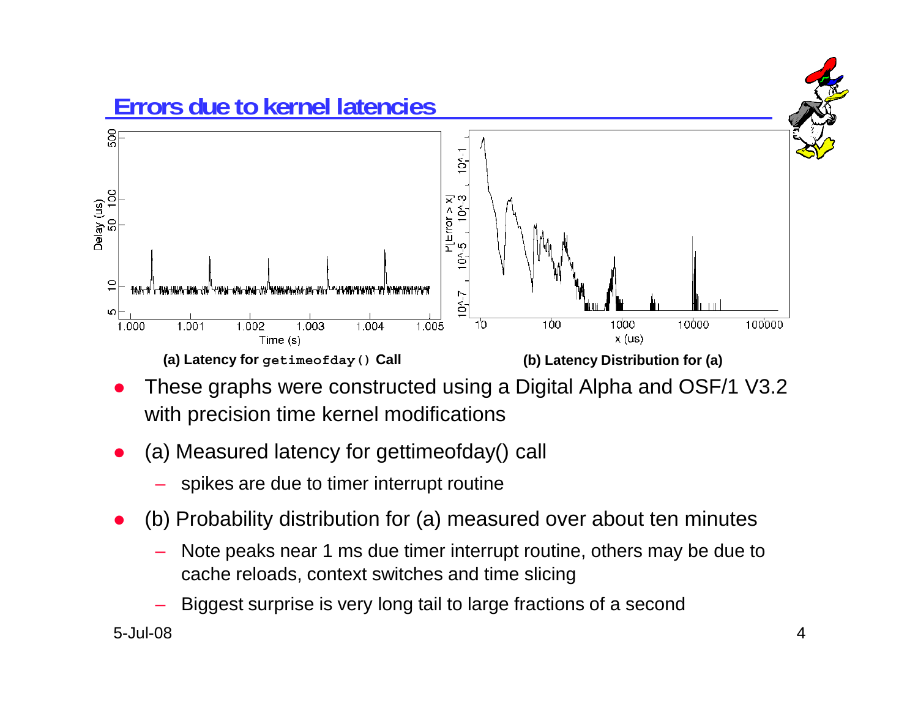## Errors due to kernel latencies

(a) Latency for `getimeofday()` Call

(b) Latency Distribution for (a)

- These graphs were constructed using a Digital Alpha and OSF/1 V3.2 with precision time kernel modifications
- (a) Measured latency for gettimeofday() call
  - spikes are due to timer interrupt routine
- (b) Probability distribution for (a) measured over about ten minutes
  - Note peaks near 1 ms due timer interrupt routine, others may be due to cache reloads, context switches and time slicing
  - Biggest surprise is very long tail to large fractions of a second

5-Jul-08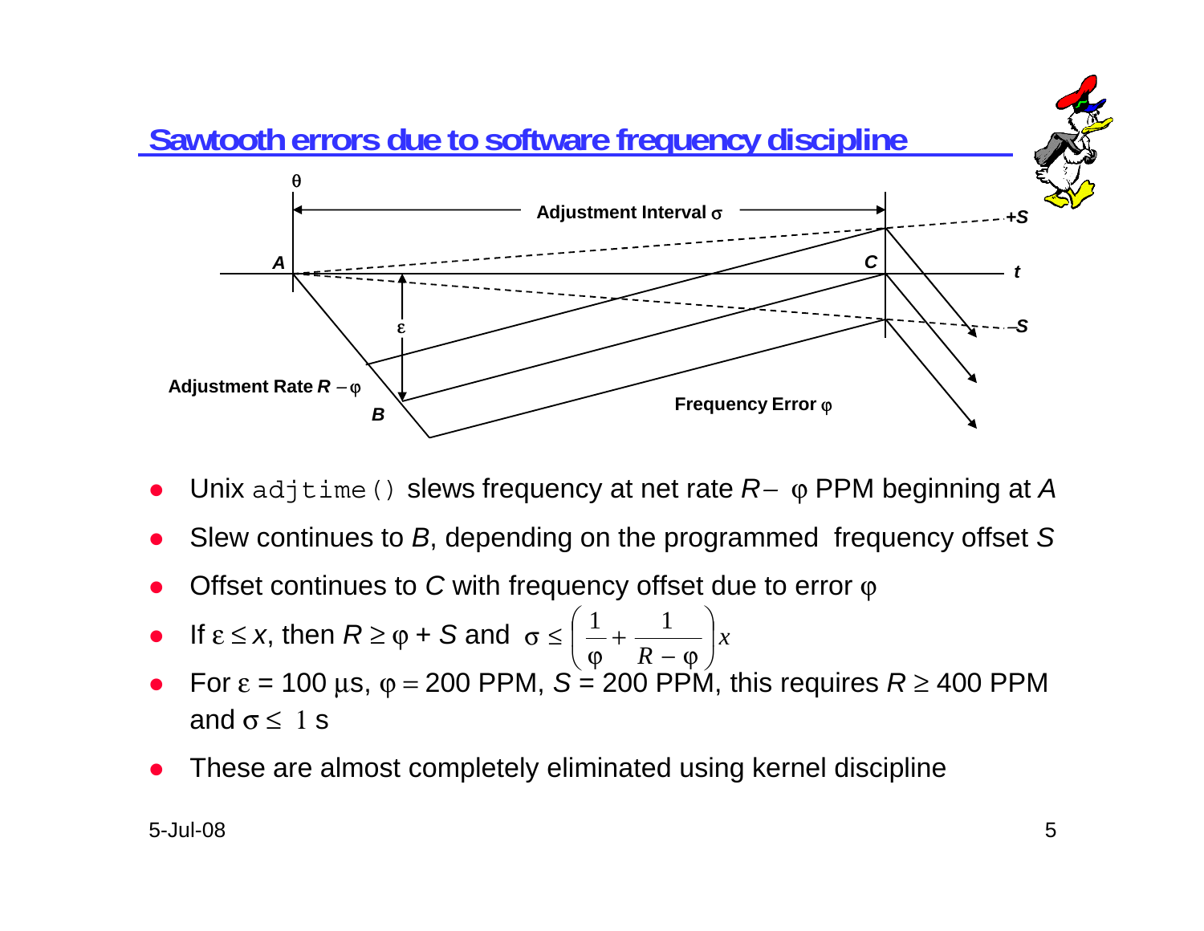## Sawtooth errors due to software frequency discipline

- Unix `adjtime()` slews frequency at net rate $R - \varphi$ PPM beginning at *A*
- Slew continues to *B*, depending on the programmed frequency offset *S*
- Offset continues to *C* with frequency offset due to error $\varphi$
- If $\varepsilon \le x$, then $R \ge \varphi + S$ and $\sigma \le \left( \frac{1}{\varphi} + \frac{1}{R - \varphi} \right) x$
- For $\varepsilon = 100$ μs, $\varphi = 200$ PPM, $S = 200$ PPM, this requires $R \ge 400$ PPM and $\sigma \le 1$ s
- These are almost completely eliminated using kernel discipline

5-Jul-08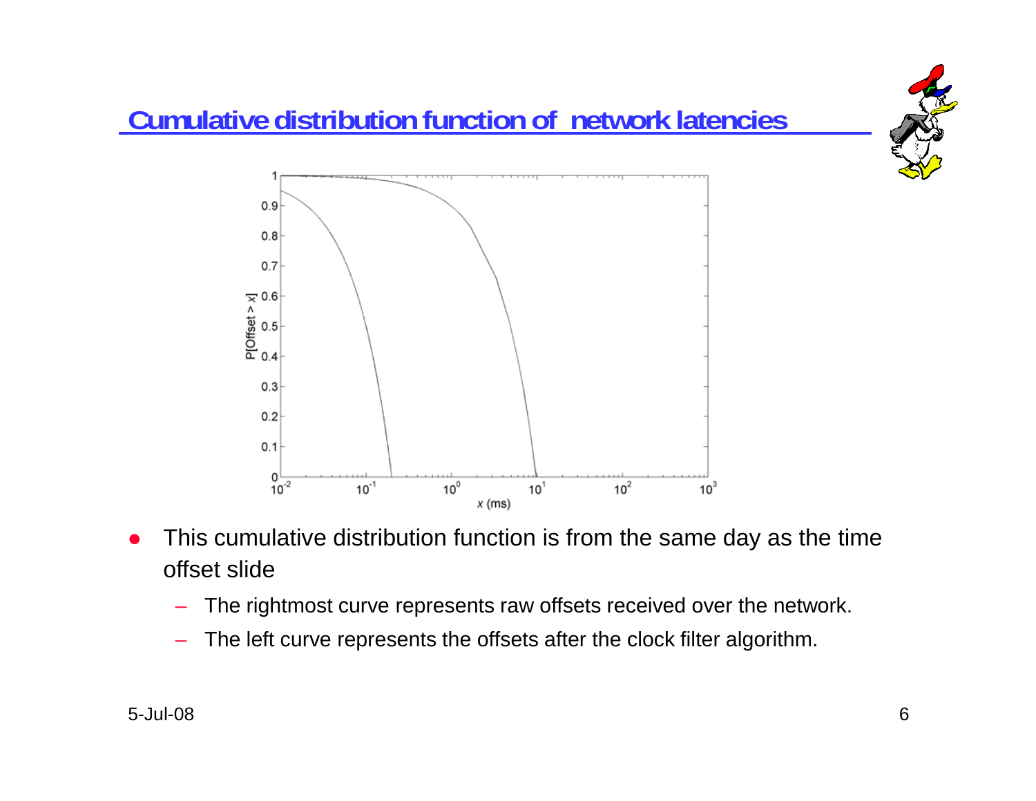# Cumulative distribution function of network latencies

- This cumulative distribution function is from the same day as the time offset slide
  - The rightmost curve represents raw offsets received over the network.
  - The left curve represents the offsets after the clock filter algorithm.

5-Jul-08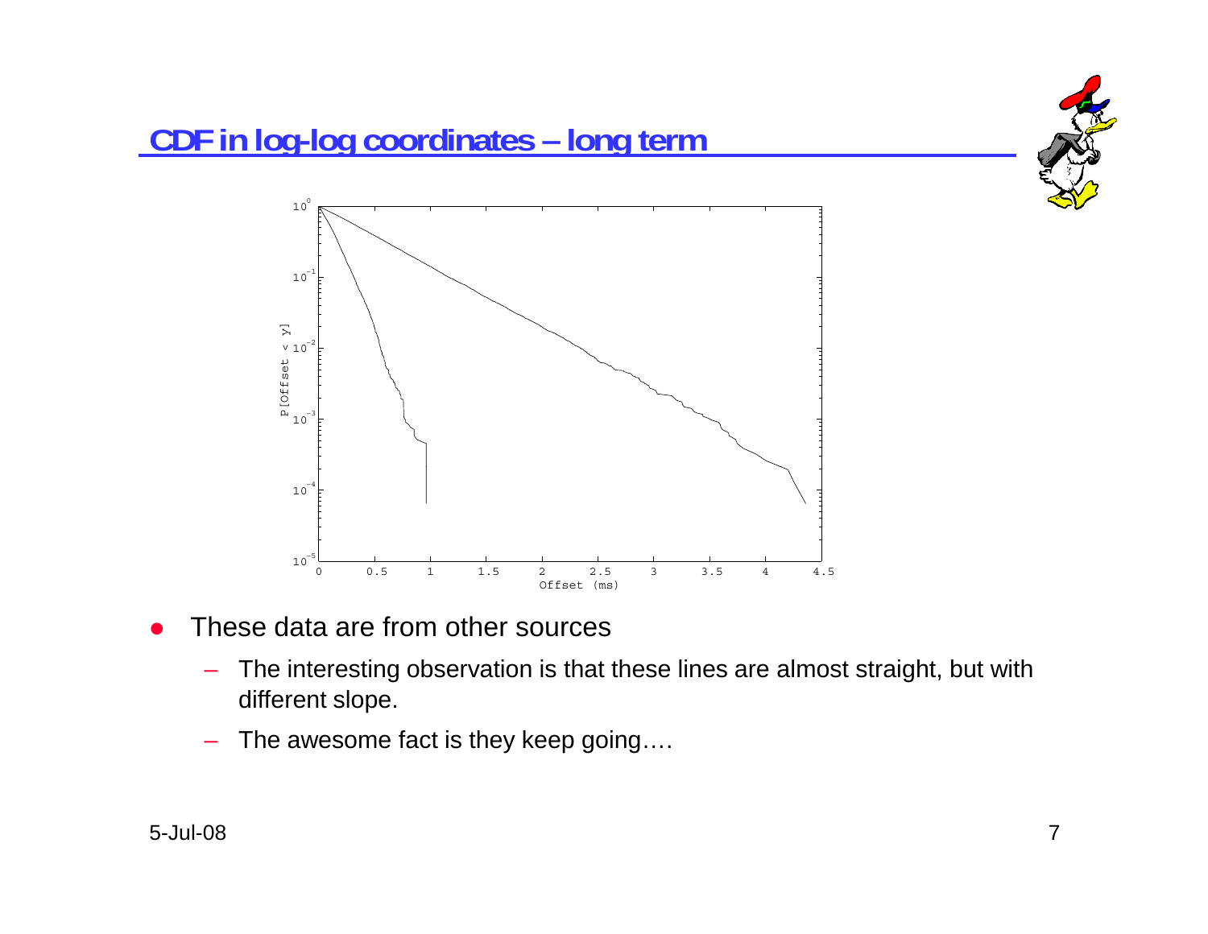## CDF in log-log coordinates – long term

- These data are from other sources
  - The interesting observation is that these lines are almost straight, but with different slope.
  - The awesome fact is they keep going….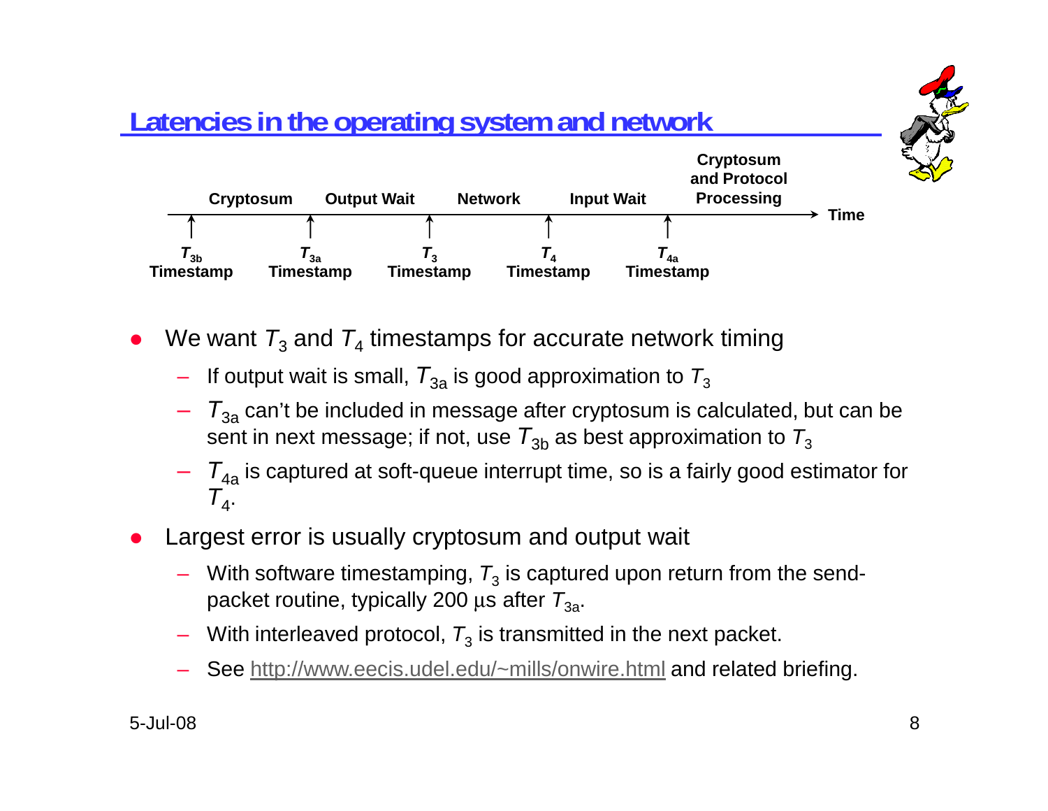## Latencies in the operating system and network

Cryptosum | Output Wait | Network | Input Wait | Cryptosum and Protocol Processing → Time

$T_{3b}$ Timestamp | $T_{3a}$ Timestamp | $T_3$ Timestamp | $T_4$ Timestamp | $T_{4a}$ Timestamp

- We want $T_3$ and $T_4$ timestamps for accurate network timing
  - If output wait is small, $T_{3a}$ is good approximation to $T_3$
  - $T_{3a}$ can't be included in message after cryptosum is calculated, but can be sent in next message; if not, use $T_{3b}$ as best approximation to $T_3$
  - $T_{4a}$ is captured at soft-queue interrupt time, so is a fairly good estimator for $T_4$.
- Largest error is usually cryptosum and output wait
  - With software timestamping, $T_3$ is captured upon return from the send-packet routine, typically 200 μs after $T_{3a}$.
  - With interleaved protocol, $T_3$ is transmitted in the next packet.
  - See http://www.eecis.udel.edu/~mills/onwire.html and related briefing.

5-Jul-08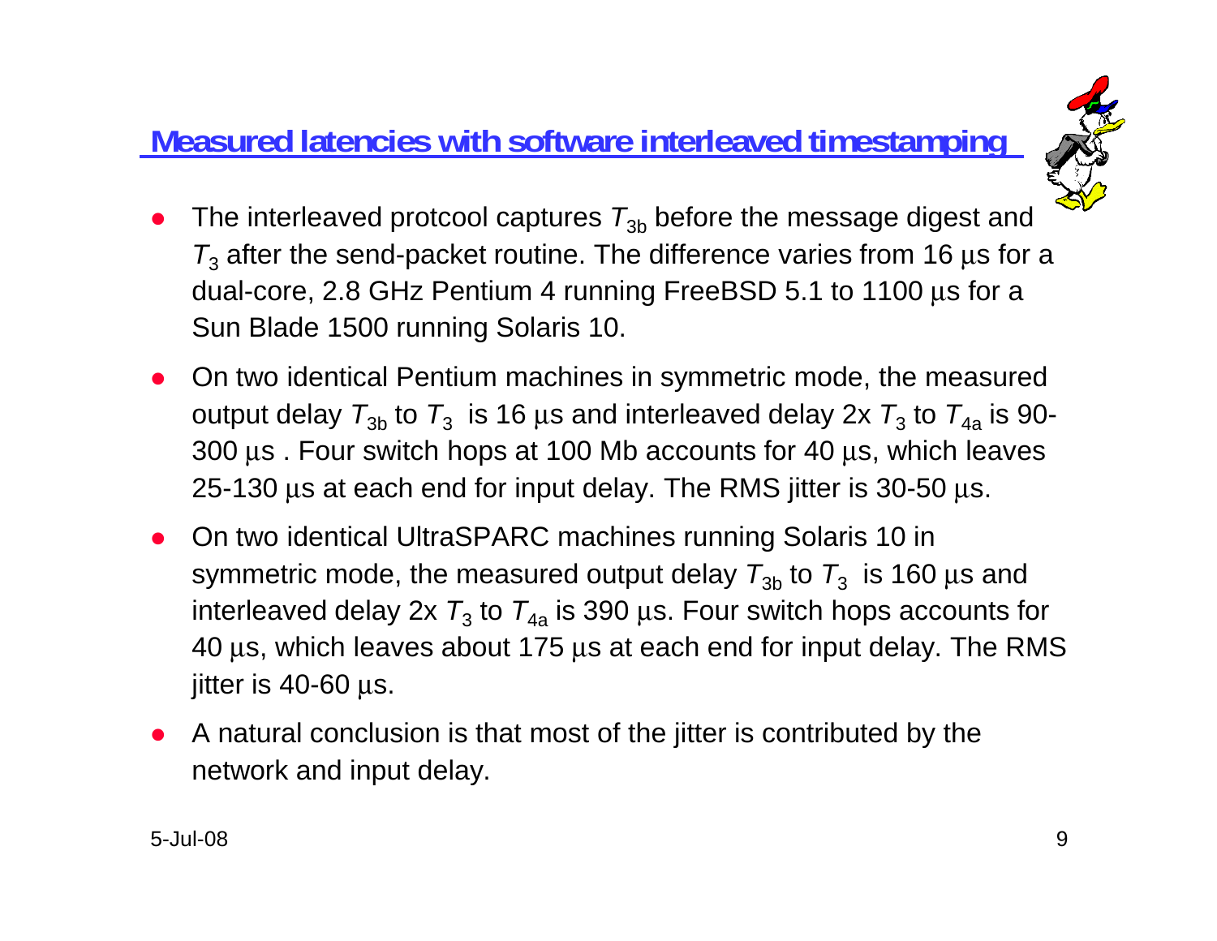## Measured latencies with software interleaved timestamping

- The interleaved protcool captures $T_{3b}$ before the message digest and $T_3$ after the send-packet routine. The difference varies from 16 μs for a dual-core, 2.8 GHz Pentium 4 running FreeBSD 5.1 to 1100 μs for a Sun Blade 1500 running Solaris 10.
- On two identical Pentium machines in symmetric mode, the measured output delay $T_{3b}$ to $T_3$ is 16 μs and interleaved delay 2x $T_3$ to $T_{4a}$ is 90-300 μs . Four switch hops at 100 Mb accounts for 40 μs, which leaves 25-130 μs at each end for input delay. The RMS jitter is 30-50 μs.
- On two identical UltraSPARC machines running Solaris 10 in symmetric mode, the measured output delay $T_{3b}$ to $T_3$ is 160 μs and interleaved delay 2x $T_3$ to $T_{4a}$ is 390 μs. Four switch hops accounts for 40 μs, which leaves about 175 μs at each end for input delay. The RMS jitter is 40-60 μs.
- A natural conclusion is that most of the jitter is contributed by the network and input delay.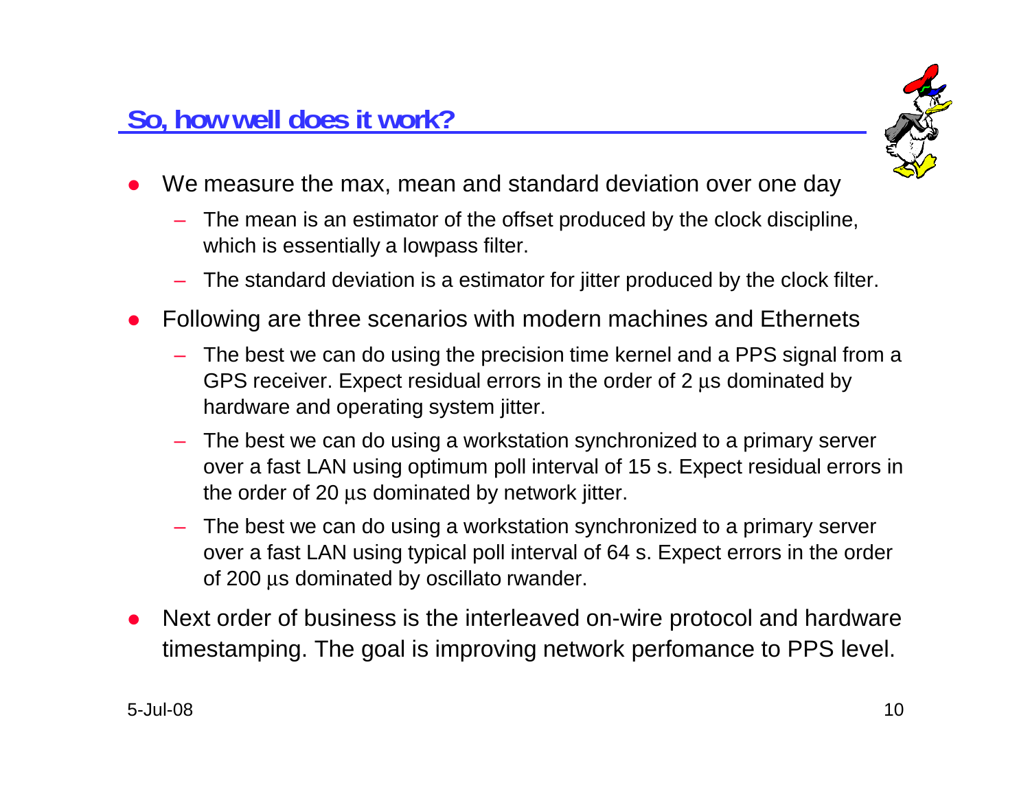## So, how well does it work?

- We measure the max, mean and standard deviation over one day
  - The mean is an estimator of the offset produced by the clock discipline, which is essentially a lowpass filter.
  - The standard deviation is a estimator for jitter produced by the clock filter.
- Following are three scenarios with modern machines and Ethernets
  - The best we can do using the precision time kernel and a PPS signal from a GPS receiver. Expect residual errors in the order of 2 μs dominated by hardware and operating system jitter.
  - The best we can do using a workstation synchronized to a primary server over a fast LAN using optimum poll interval of 15 s. Expect residual errors in the order of 20 μs dominated by network jitter.
  - The best we can do using a workstation synchronized to a primary server over a fast LAN using typical poll interval of 64 s. Expect errors in the order of 200 μs dominated by oscillato rwander.
- Next order of business is the interleaved on-wire protocol and hardware timestamping. The goal is improving network perfomance to PPS level.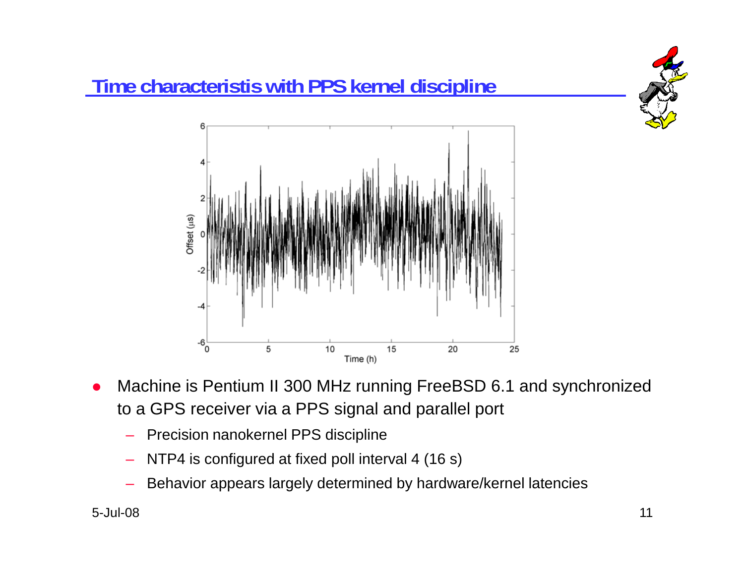## Time characteristis with PPS kernel discipline

- Machine is Pentium II 300 MHz running FreeBSD 6.1 and synchronized to a GPS receiver via a PPS signal and parallel port
  - Precision nanokernel PPS discipline
  - NTP4 is configured at fixed poll interval 4 (16 s)
  - Behavior appears largely determined by hardware/kernel latencies

5-Jul-08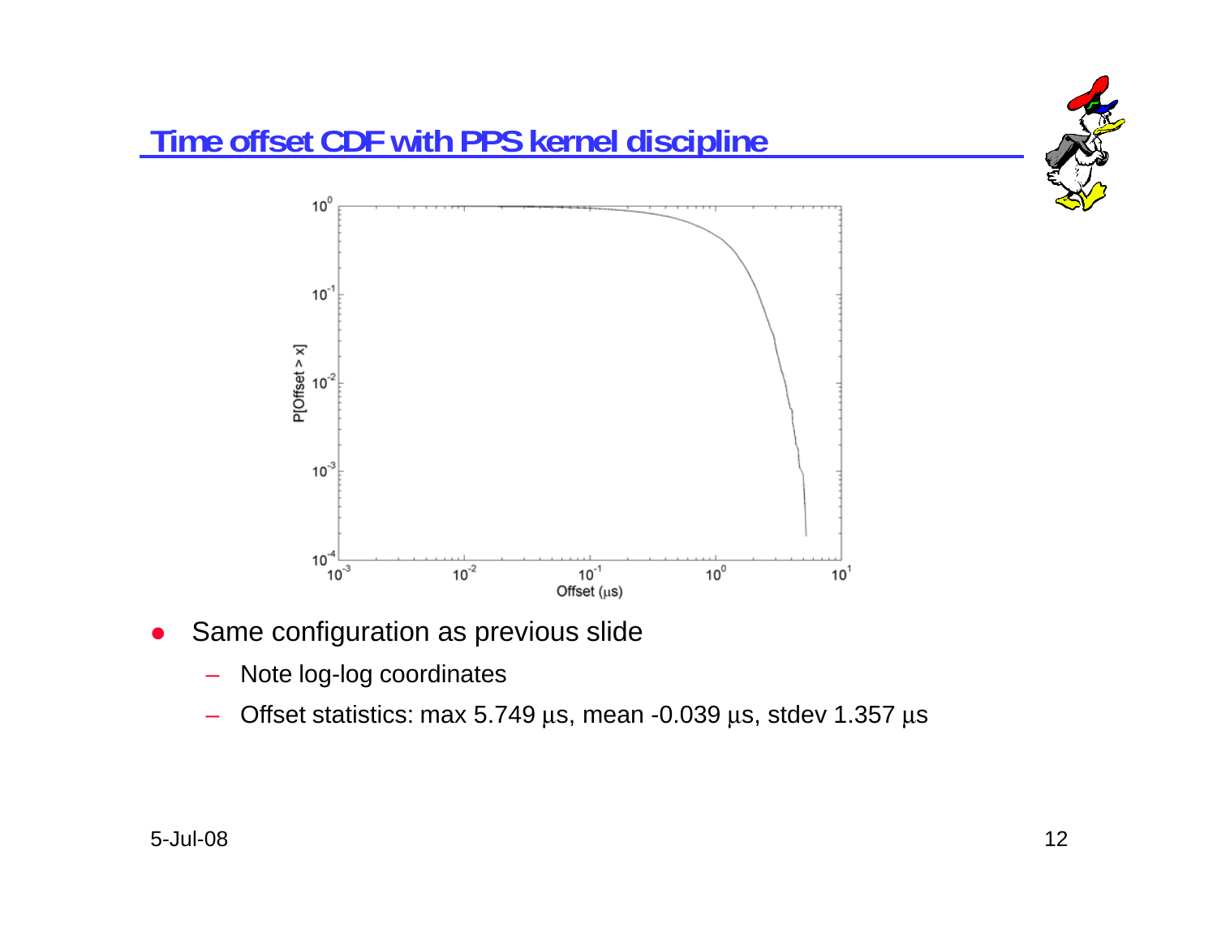# Time offset CDF with PPS kernel discipline

- Same configuration as previous slide
  - Note log-log coordinates
  - Offset statistics: max 5.749 μs, mean -0.039 μs, stdev 1.357 μs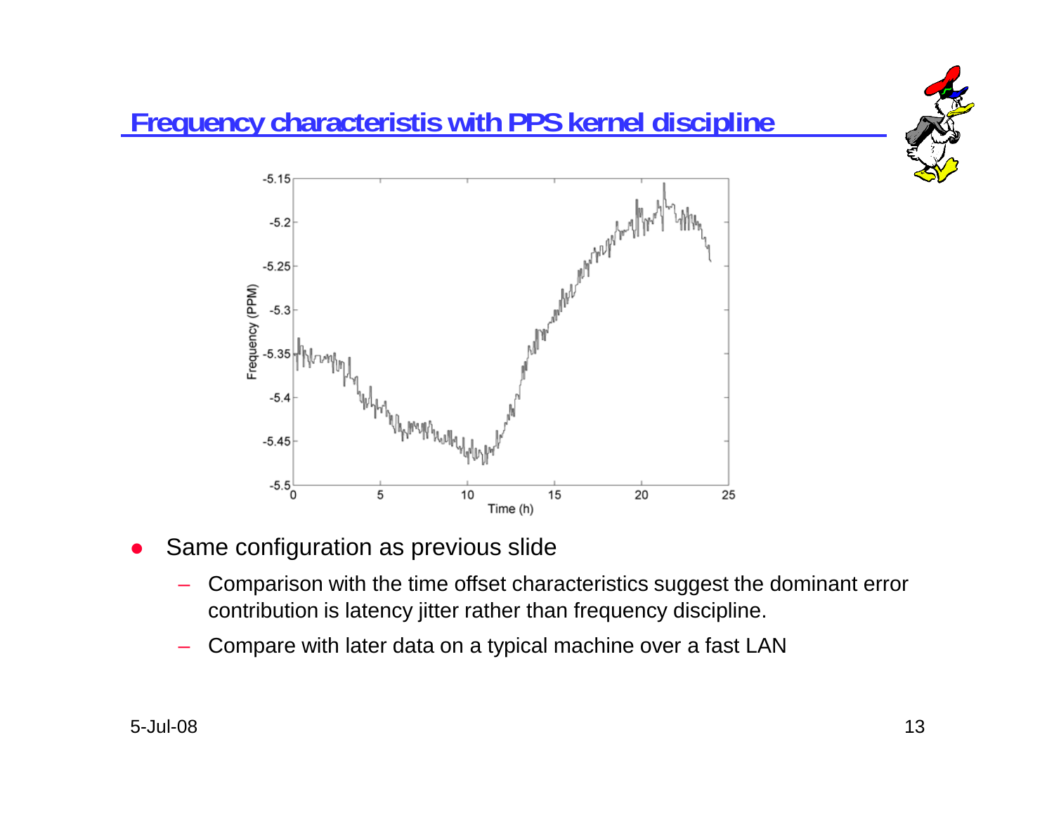## Frequency characteristis with PPS kernel discipline

- Same configuration as previous slide
  - Comparison with the time offset characteristics suggest the dominant error contribution is latency jitter rather than frequency discipline.
  - Compare with later data on a typical machine over a fast LAN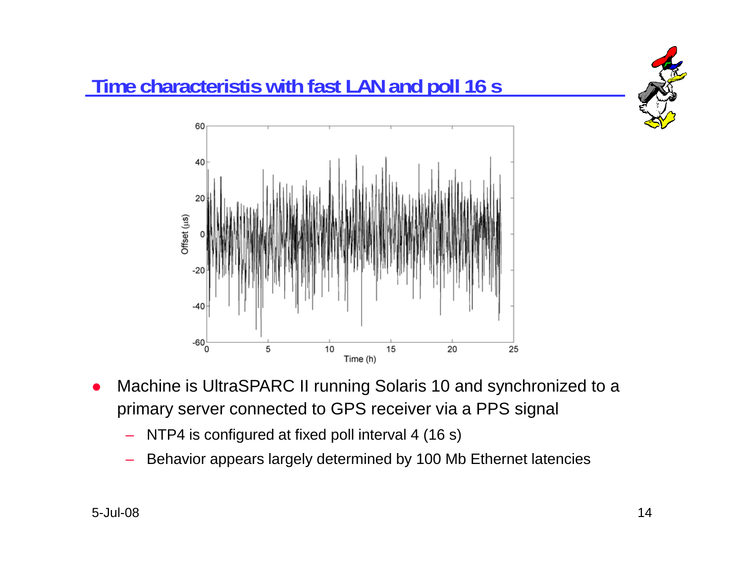## Time characteristis with fast LAN and poll 16 s

- Machine is UltraSPARC II running Solaris 10 and synchronized to a primary server connected to GPS receiver via a PPS signal
  - NTP4 is configured at fixed poll interval 4 (16 s)
  - Behavior appears largely determined by 100 Mb Ethernet latencies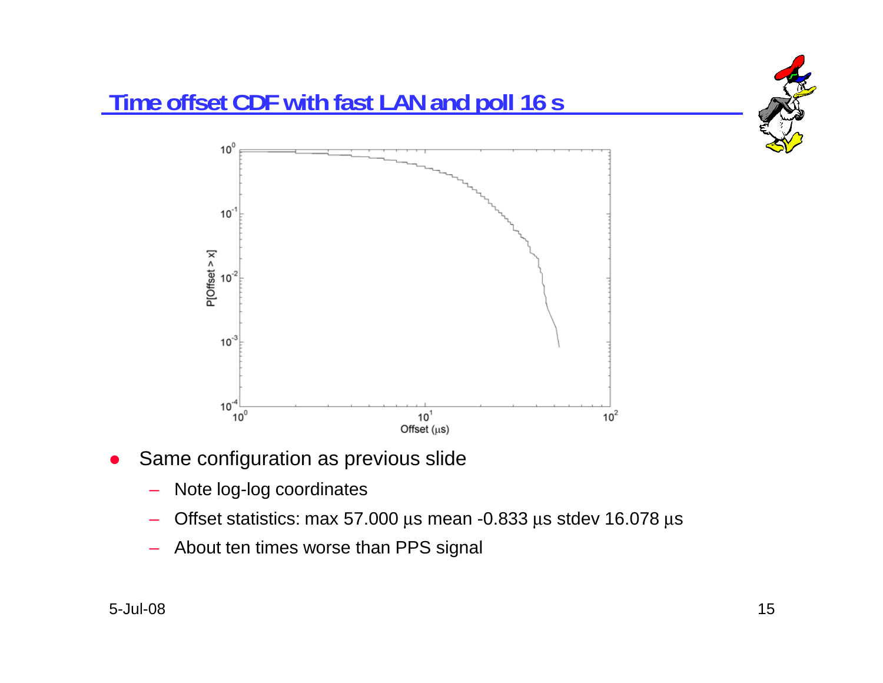# Time offset CDF with fast LAN and poll 16 s

- Same configuration as previous slide
  - Note log-log coordinates
  - Offset statistics: max 57.000 μs mean -0.833 μs stdev 16.078 μs
  - About ten times worse than PPS signal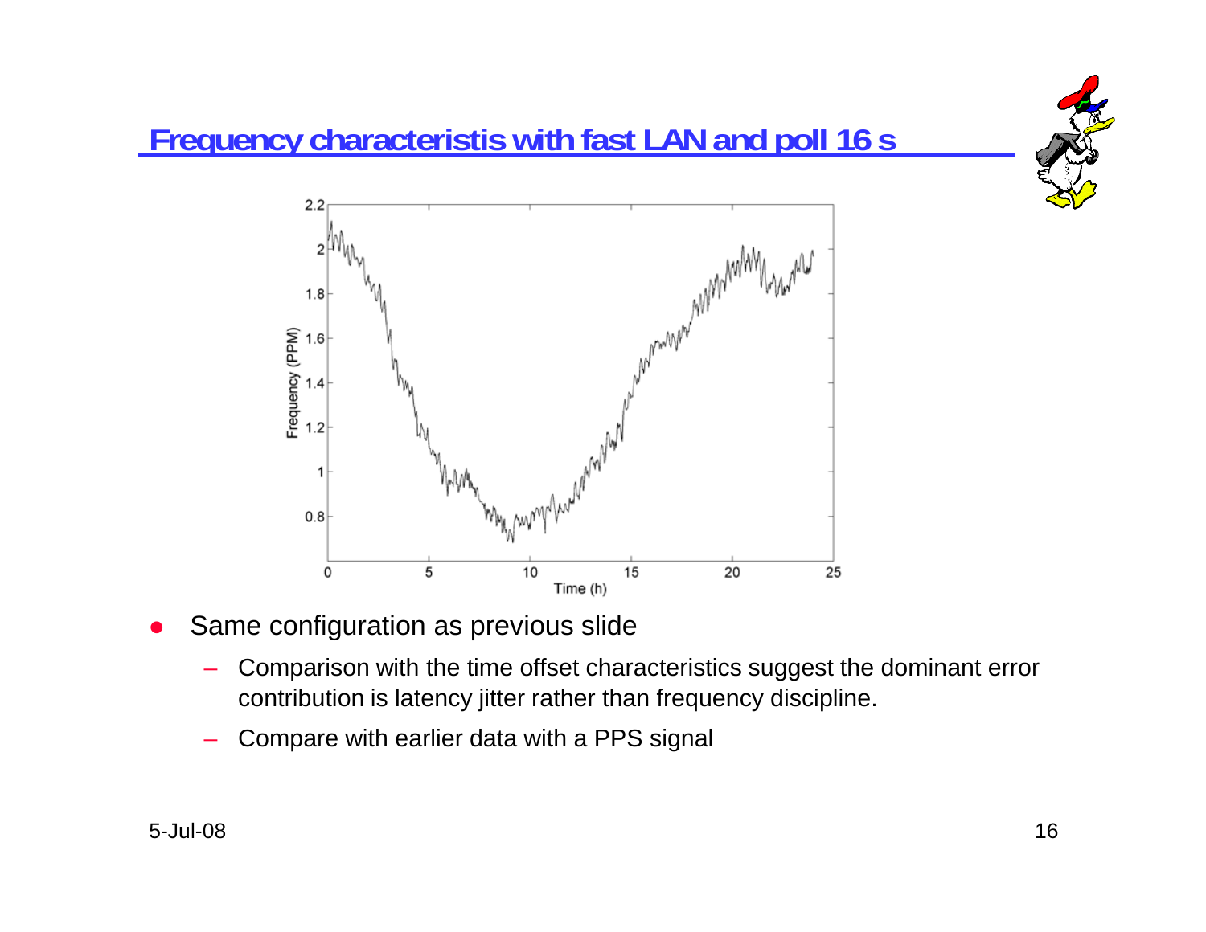## Frequency characteristis with fast LAN and poll 16 s

- Same configuration as previous slide
  - Comparison with the time offset characteristics suggest the dominant error contribution is latency jitter rather than frequency discipline.
  - Compare with earlier data with a PPS signal

5-Jul-08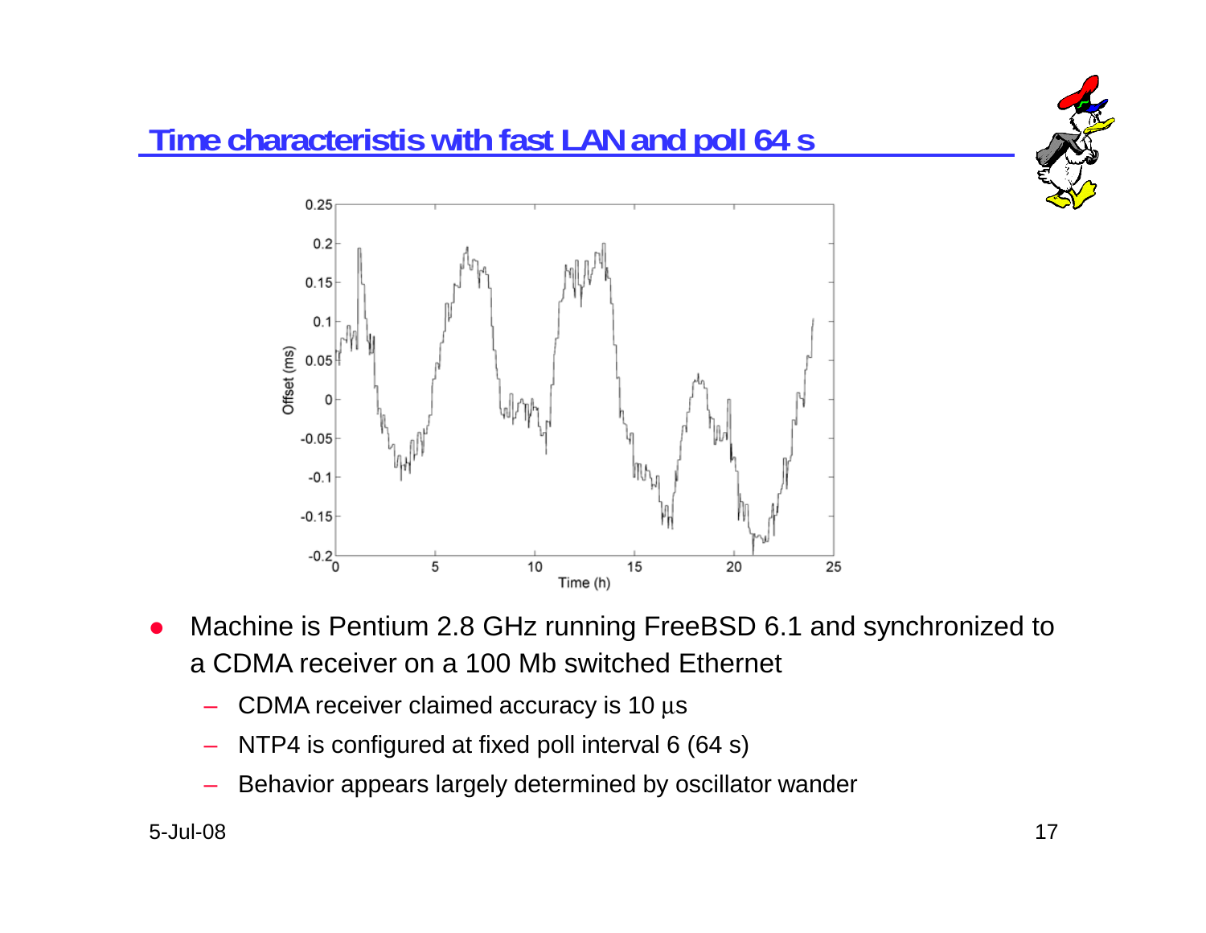## Time characteristis with fast LAN and poll 64 s

- Machine is Pentium 2.8 GHz running FreeBSD 6.1 and synchronized to a CDMA receiver on a 100 Mb switched Ethernet
  - CDMA receiver claimed accuracy is 10 μs
  - NTP4 is configured at fixed poll interval 6 (64 s)
  - Behavior appears largely determined by oscillator wander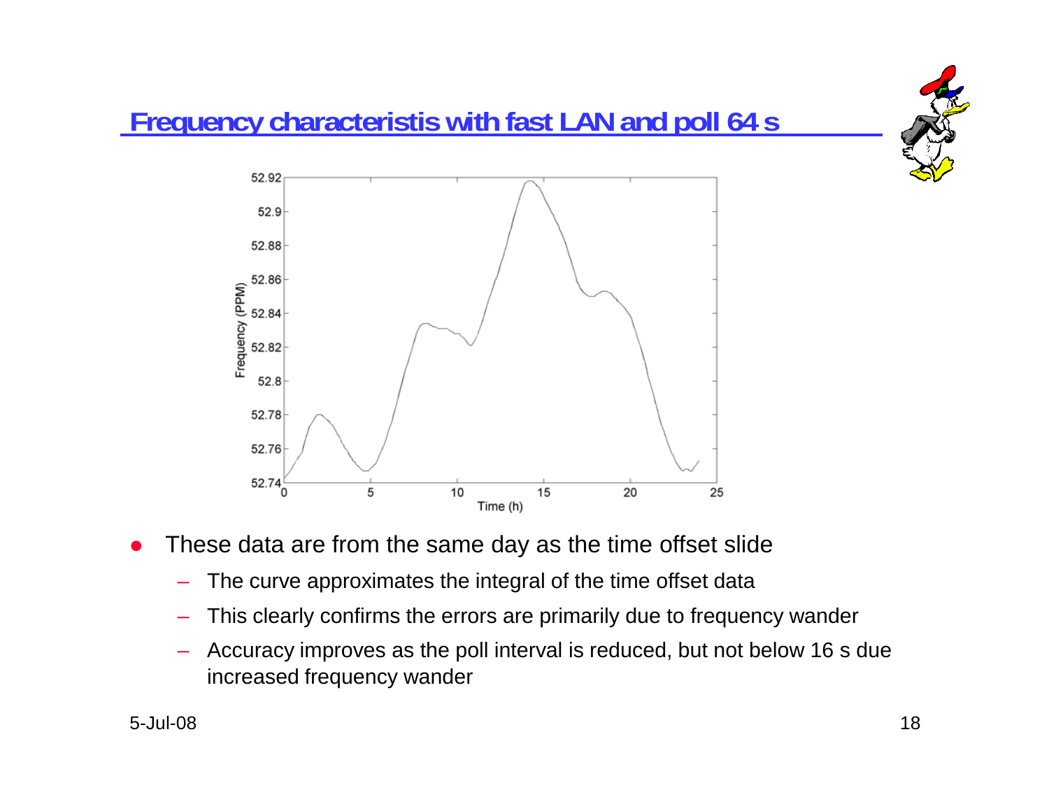## Frequency characteristis with fast LAN and poll 64 s

- These data are from the same day as the time offset slide
  - The curve approximates the integral of the time offset data
  - This clearly confirms the errors are primarily due to frequency wander
  - Accuracy improves as the poll interval is reduced, but not below 16 s due increased frequency wander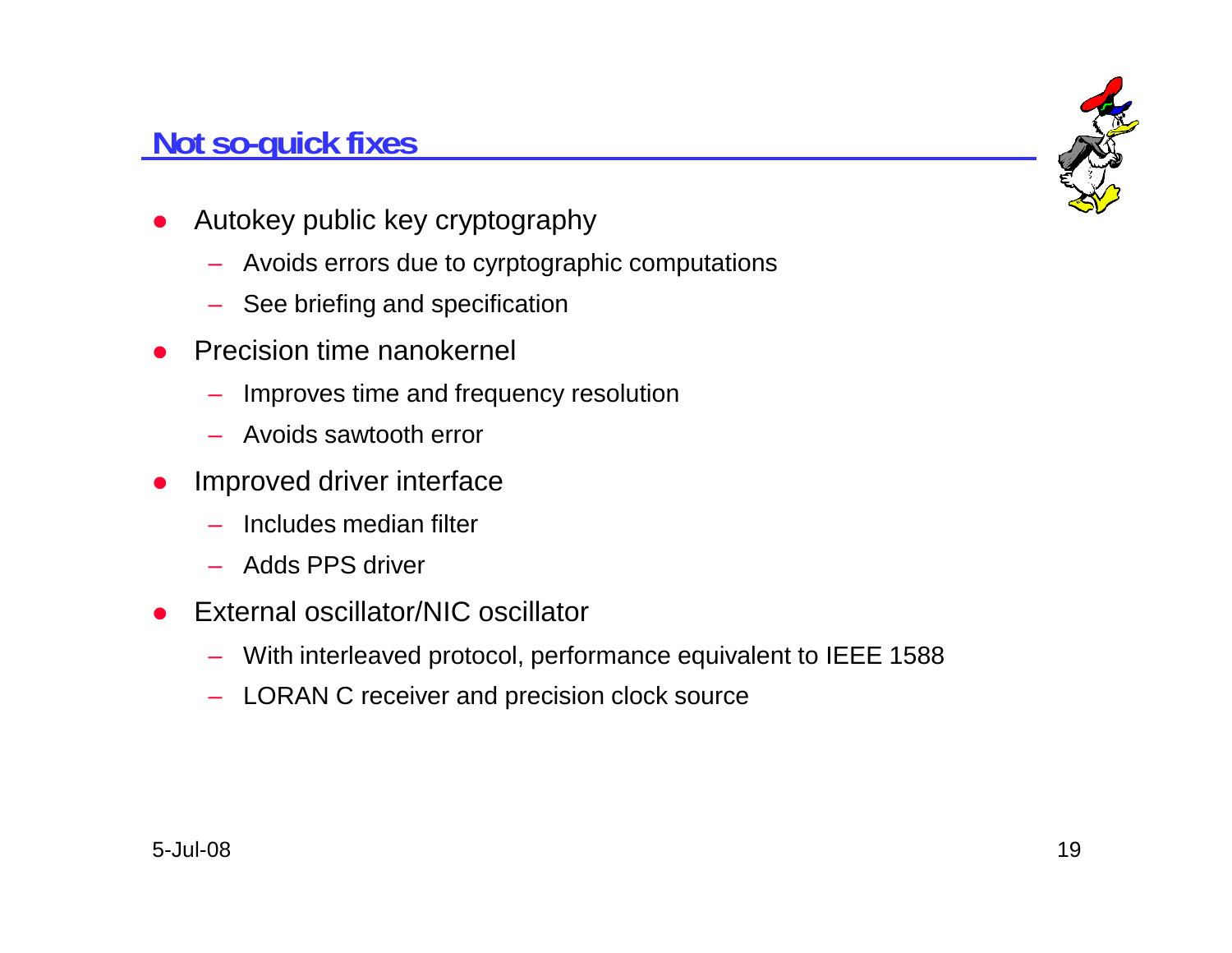## Not so-quick fixes

- Autokey public key cryptography
  - Avoids errors due to cyrptographic computations
  - See briefing and specification
- Precision time nanokernel
  - Improves time and frequency resolution
  - Avoids sawtooth error
- Improved driver interface
  - Includes median filter
  - Adds PPS driver
- External oscillator/NIC oscillator
  - With interleaved protocol, performance equivalent to IEEE 1588
  - LORAN C receiver and precision clock source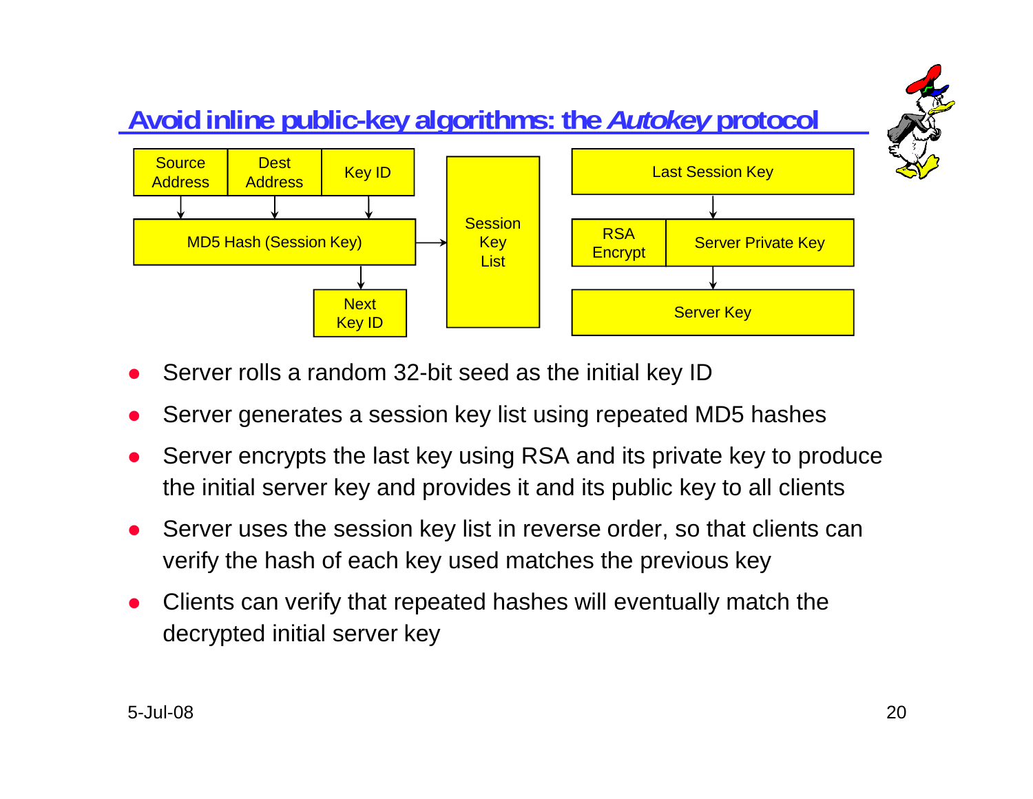## Avoid inline public-key algorithms: the *Autokey* protocol

Source Address | Dest Address | Key ID → MD5 Hash (Session Key) → Session Key List; MD5 Hash (Session Key) → Next Key ID

Last Session Key → RSA Encrypt / Server Private Key → Server Key

- Server rolls a random 32-bit seed as the initial key ID
- Server generates a session key list using repeated MD5 hashes
- Server encrypts the last key using RSA and its private key to produce the initial server key and provides it and its public key to all clients
- Server uses the session key list in reverse order, so that clients can verify the hash of each key used matches the previous key
- Clients can verify that repeated hashes will eventually match the decrypted initial server key

5-Jul-08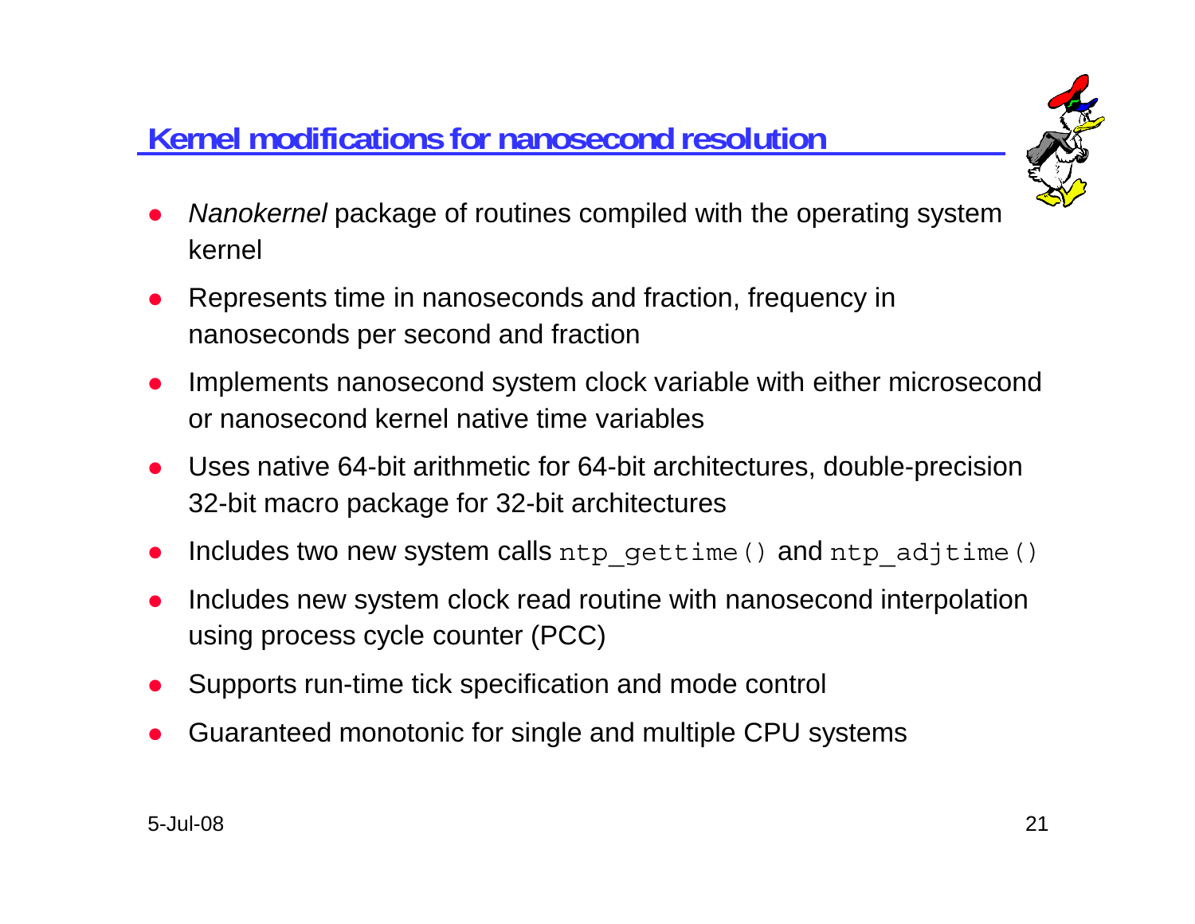## Kernel modifications for nanosecond resolution

- *Nanokernel* package of routines compiled with the operating system kernel
- Represents time in nanoseconds and fraction, frequency in nanoseconds per second and fraction
- Implements nanosecond system clock variable with either microsecond or nanosecond kernel native time variables
- Uses native 64-bit arithmetic for 64-bit architectures, double-precision 32-bit macro package for 32-bit architectures
- Includes two new system calls `ntp_gettime()` and `ntp_adjtime()`
- Includes new system clock read routine with nanosecond interpolation using process cycle counter (PCC)
- Supports run-time tick specification and mode control
- Guaranteed monotonic for single and multiple CPU systems

5-Jul-08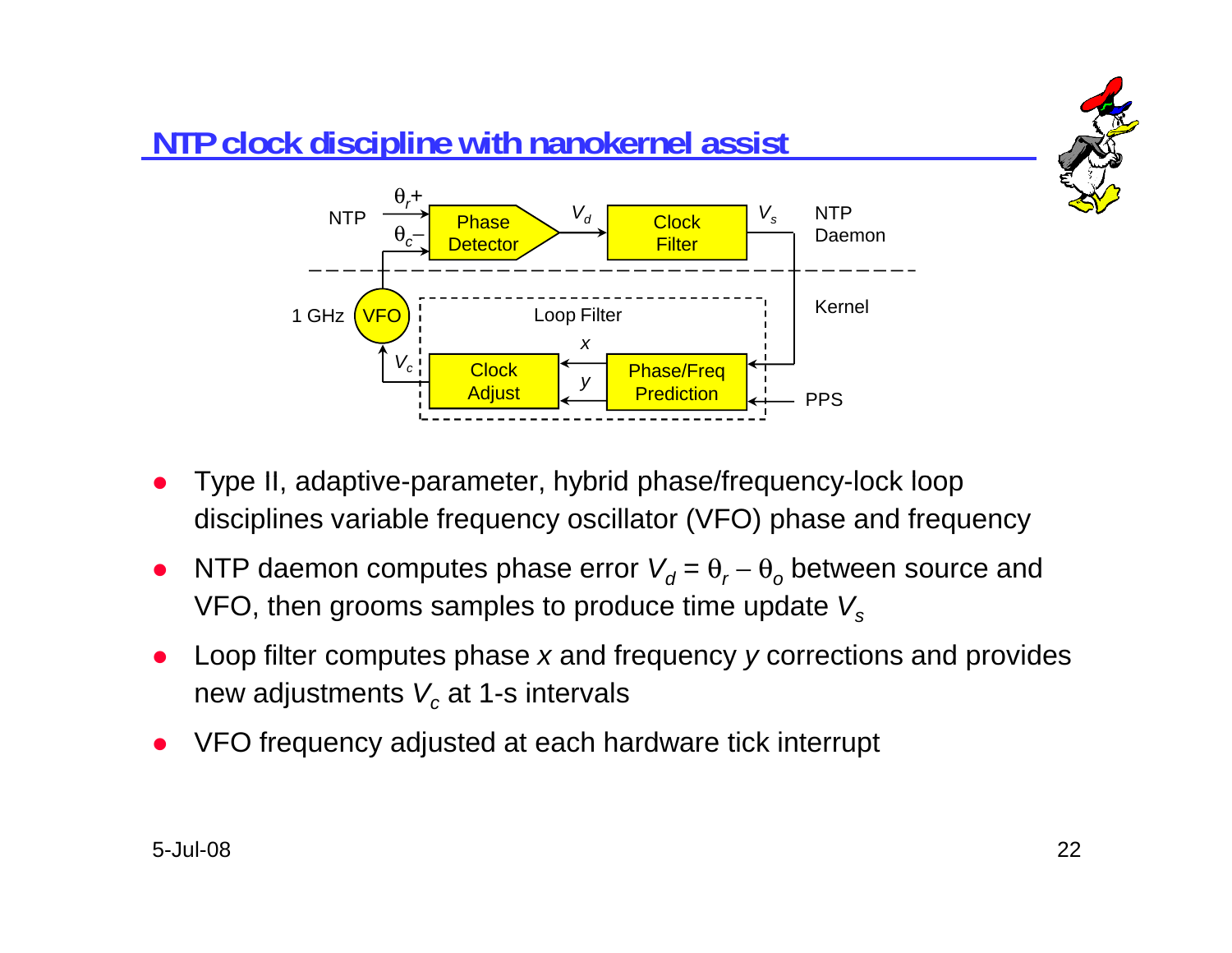# NTP clock discipline with nanokernel assist

- Type II, adaptive-parameter, hybrid phase/frequency-lock loop disciplines variable frequency oscillator (VFO) phase and frequency
- NTP daemon computes phase error $V_d = \theta_r - \theta_o$ between source and VFO, then grooms samples to produce time update $V_s$
- Loop filter computes phase $x$ and frequency $y$ corrections and provides new adjustments $V_c$ at 1-s intervals
- VFO frequency adjusted at each hardware tick interrupt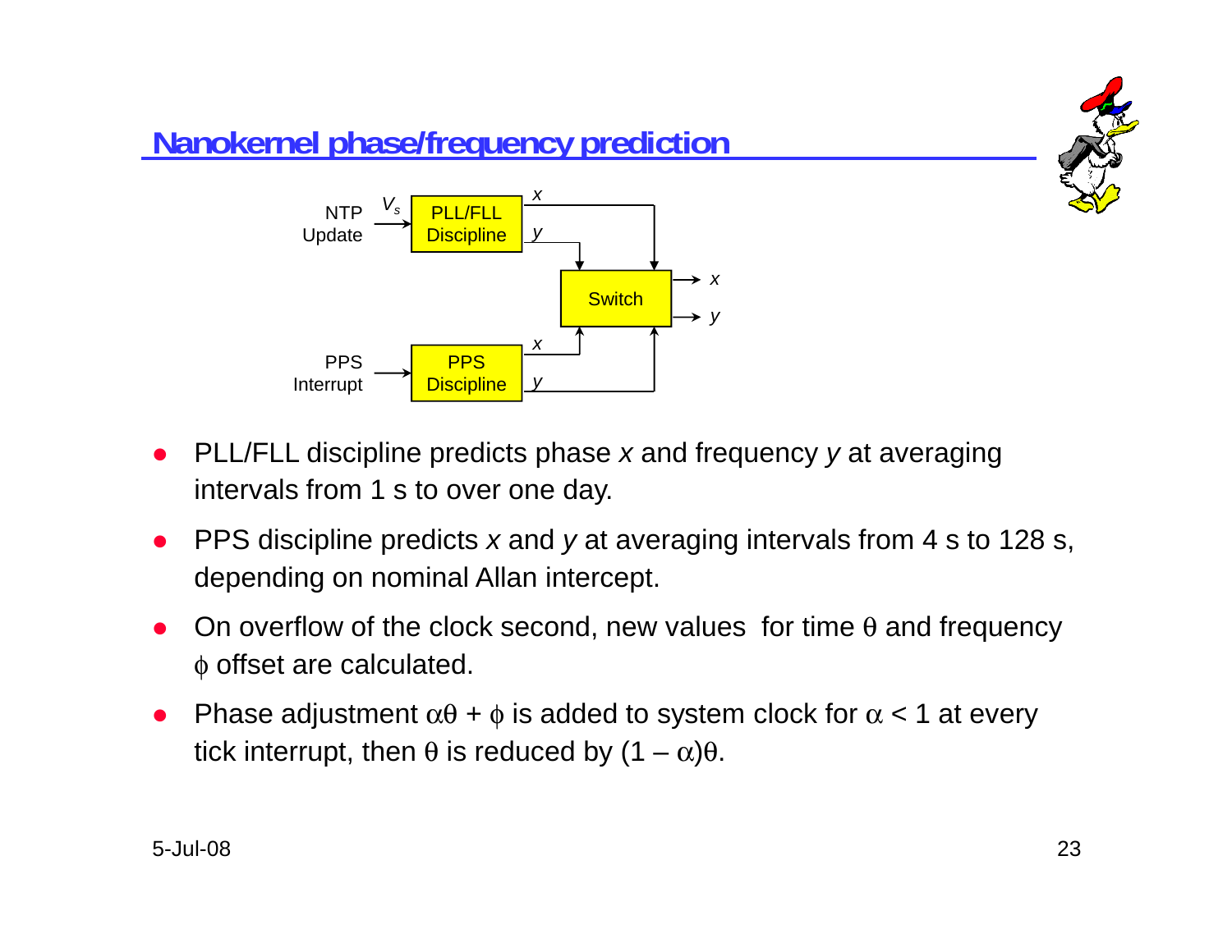## Nanokernel phase/frequency prediction

- PLL/FLL discipline predicts phase *x* and frequency *y* at averaging intervals from 1 s to over one day.
- PPS discipline predicts *x* and *y* at averaging intervals from 4 s to 128 s, depending on nominal Allan intercept.
- On overflow of the clock second, new values for time $\theta$ and frequency $\phi$ offset are calculated.
- Phase adjustment $\alpha\theta + \phi$ is added to system clock for $\alpha < 1$ at every tick interrupt, then $\theta$ is reduced by $(1 - \alpha)\theta$.

5-Jul-08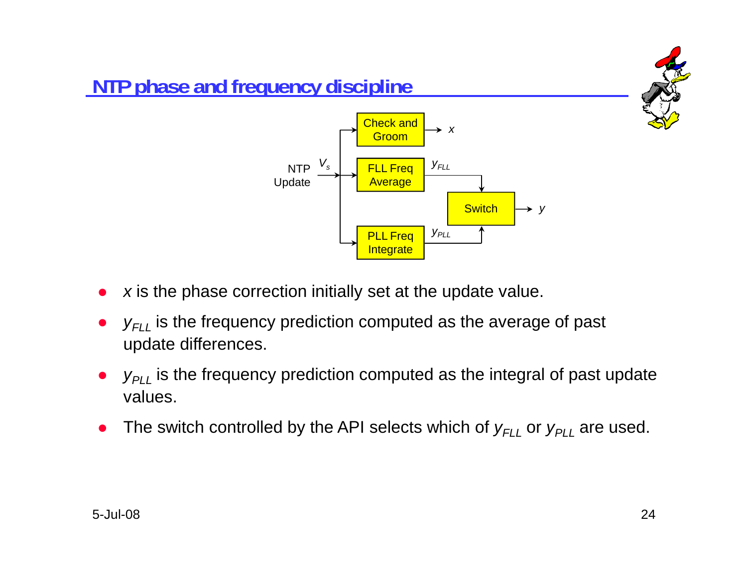## NTP phase and frequency discipline

- $x$ is the phase correction initially set at the update value.
- $y_{FLL}$ is the frequency prediction computed as the average of past update differences.
- $y_{PLL}$ is the frequency prediction computed as the integral of past update values.
- The switch controlled by the API selects which of $y_{FLL}$ or $y_{PLL}$ are used.

5-Jul-08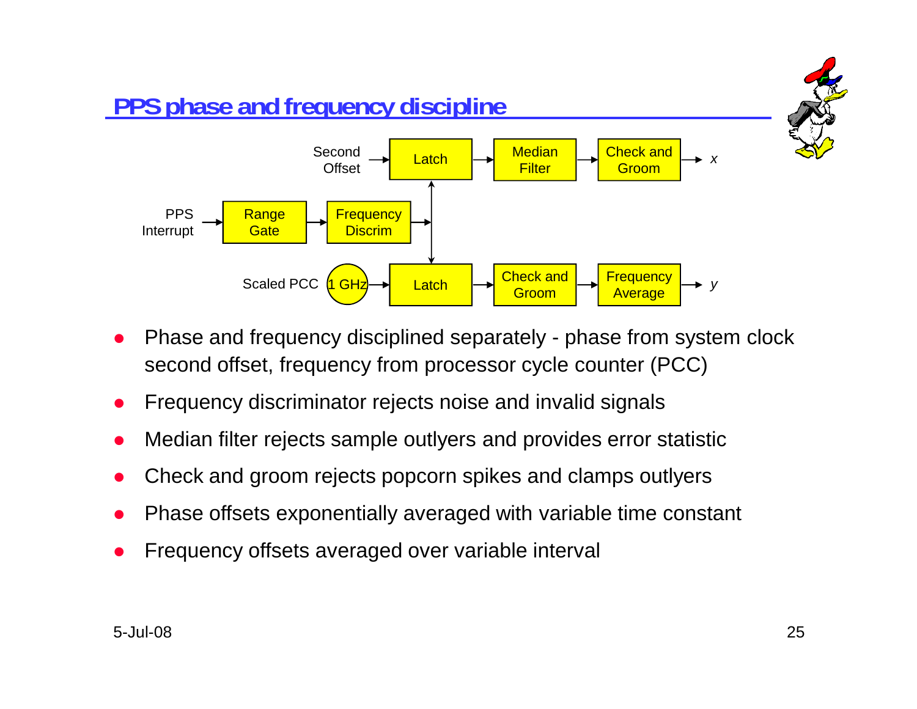# PPS phase and frequency discipline

Second Offset → Latch → Median Filter → Check and Groom → $x$

PPS Interrupt → Range Gate → Frequency Discrim → Latch (both)

Scaled PCC (1 GHz) → Latch → Check and Groom → Frequency Average → $y$

- Phase and frequency disciplined separately - phase from system clock second offset, frequency from processor cycle counter (PCC)
- Frequency discriminator rejects noise and invalid signals
- Median filter rejects sample outlyers and provides error statistic
- Check and groom rejects popcorn spikes and clamps outlyers
- Phase offsets exponentially averaged with variable time constant
- Frequency offsets averaged over variable interval

5-Jul-08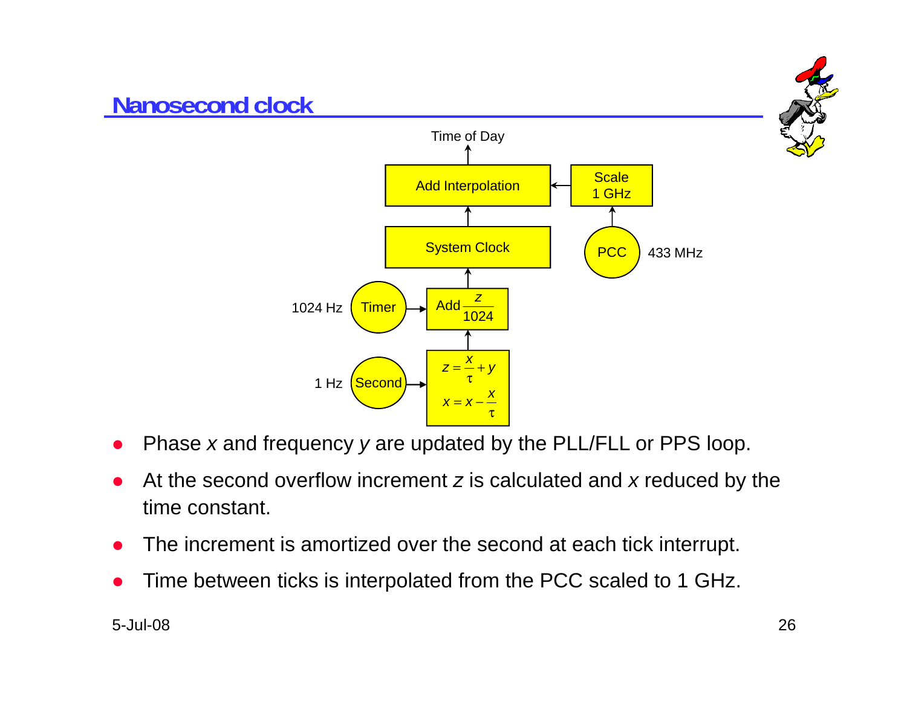# Nanosecond clock

Time of Day

Add Interpolation ← Scale 1 GHz ← PCC (433 MHz)

System Clock

1024 Hz Timer → Add $\frac{z}{1024}$

1 Hz Second → $z = \frac{x}{\tau} + y$, $x = x - \frac{x}{\tau}$

- Phase $x$ and frequency $y$ are updated by the PLL/FLL or PPS loop.
- At the second overflow increment $z$ is calculated and $x$ reduced by the time constant.
- The increment is amortized over the second at each tick interrupt.
- Time between ticks is interpolated from the PCC scaled to 1 GHz.

5-Jul-08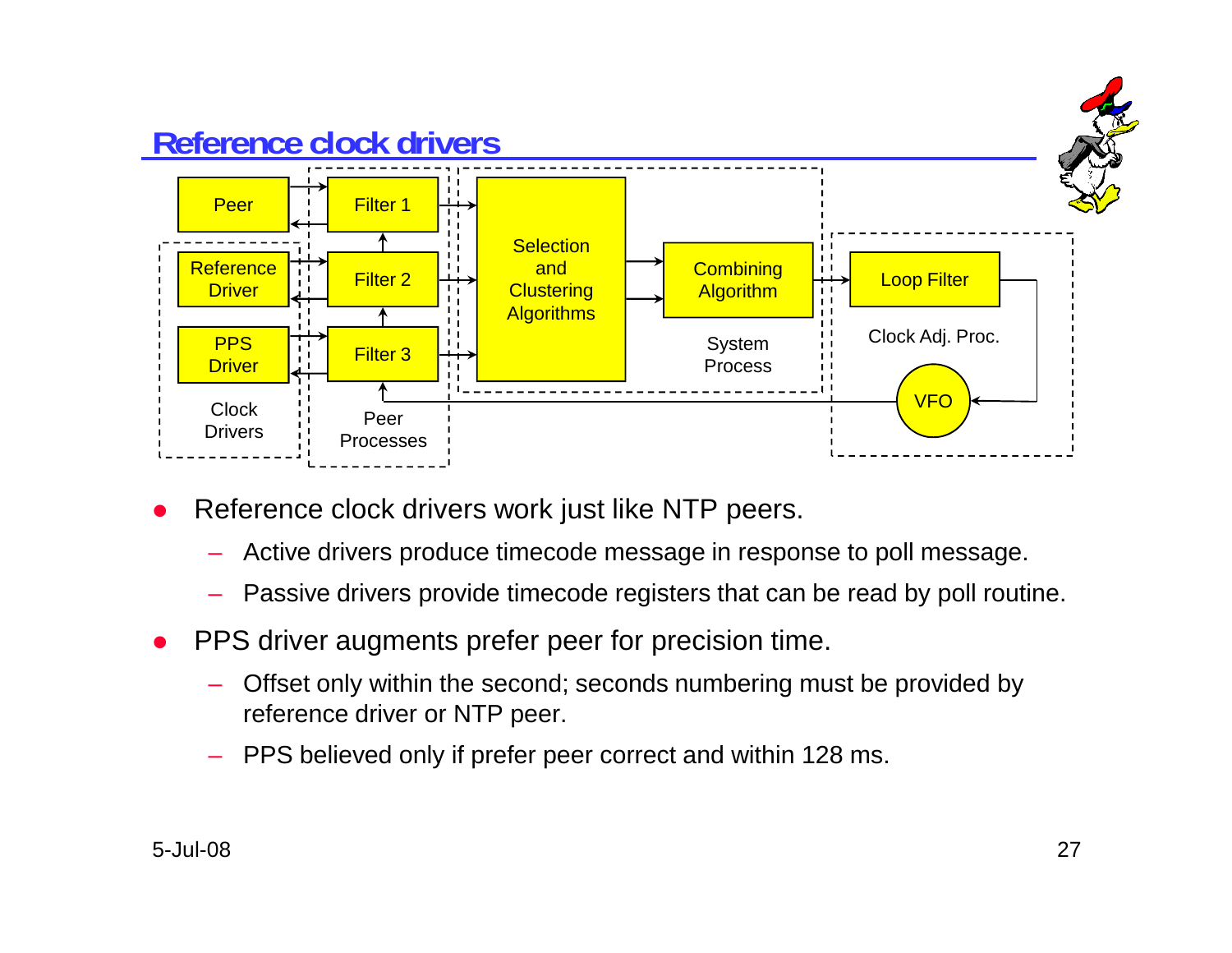## Reference clock drivers

Peer | Filter 1
Reference Driver | Filter 2
PPS Driver | Filter 3
Clock Drivers | Peer Processes
Selection and Clustering Algorithms | Combining Algorithm | System Process
Loop Filter | Clock Adj. Proc. | VFO

- Reference clock drivers work just like NTP peers.
  - Active drivers produce timecode message in response to poll message.
  - Passive drivers provide timecode registers that can be read by poll routine.
- PPS driver augments prefer peer for precision time.
  - Offset only within the second; seconds numbering must be provided by reference driver or NTP peer.
  - PPS believed only if prefer peer correct and within 128 ms.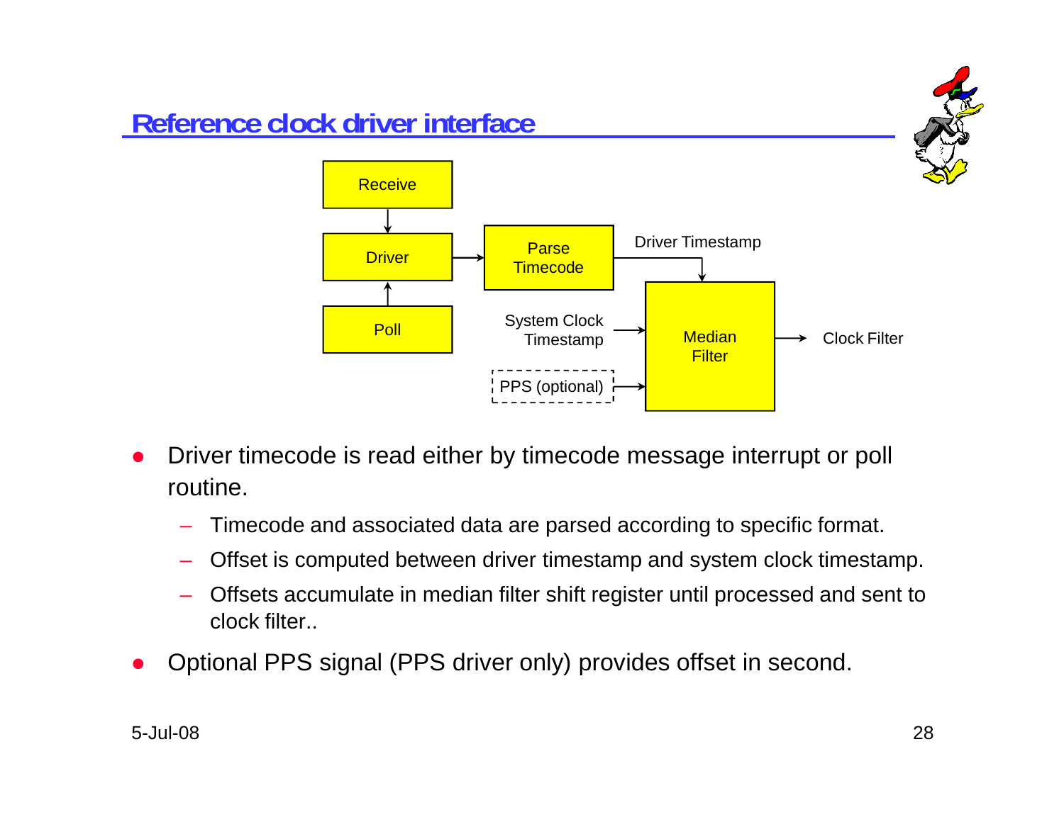## Reference clock driver interface

Receive → Driver ← Poll

Driver → Parse Timecode → (Driver Timestamp) → Median Filter

System Clock Timestamp → Median Filter

PPS (optional) → Median Filter

Median Filter → Clock Filter

- Driver timecode is read either by timecode message interrupt or poll routine.
  - Timecode and associated data are parsed according to specific format.
  - Offset is computed between driver timestamp and system clock timestamp.
  - Offsets accumulate in median filter shift register until processed and sent to clock filter..
- Optional PPS signal (PPS driver only) provides offset in second.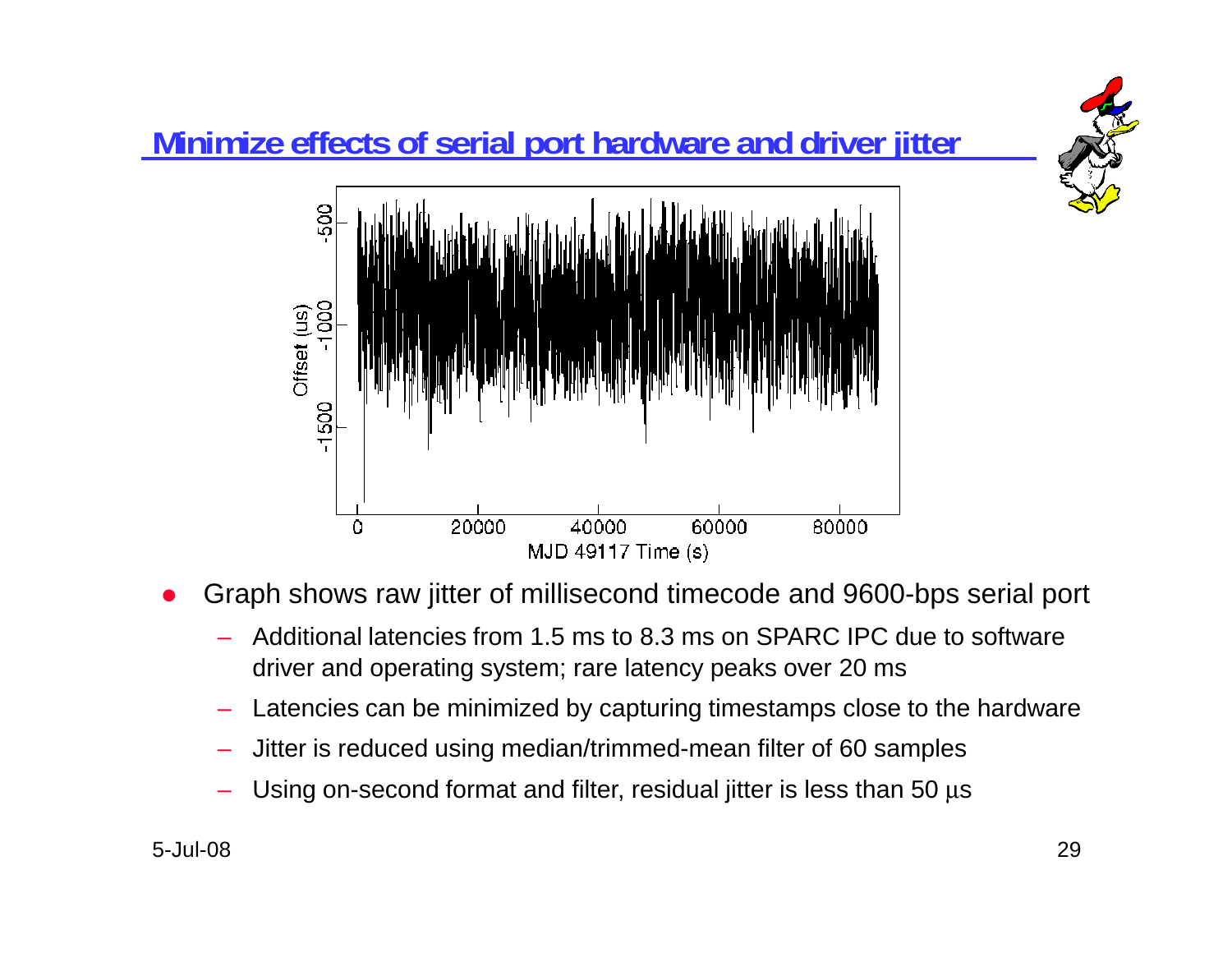## Minimize effects of serial port hardware and driver jitter

- Graph shows raw jitter of millisecond timecode and 9600-bps serial port
  - Additional latencies from 1.5 ms to 8.3 ms on SPARC IPC due to software driver and operating system; rare latency peaks over 20 ms
  - Latencies can be minimized by capturing timestamps close to the hardware
  - Jitter is reduced using median/trimmed-mean filter of 60 samples
  - Using on-second format and filter, residual jitter is less than 50 μs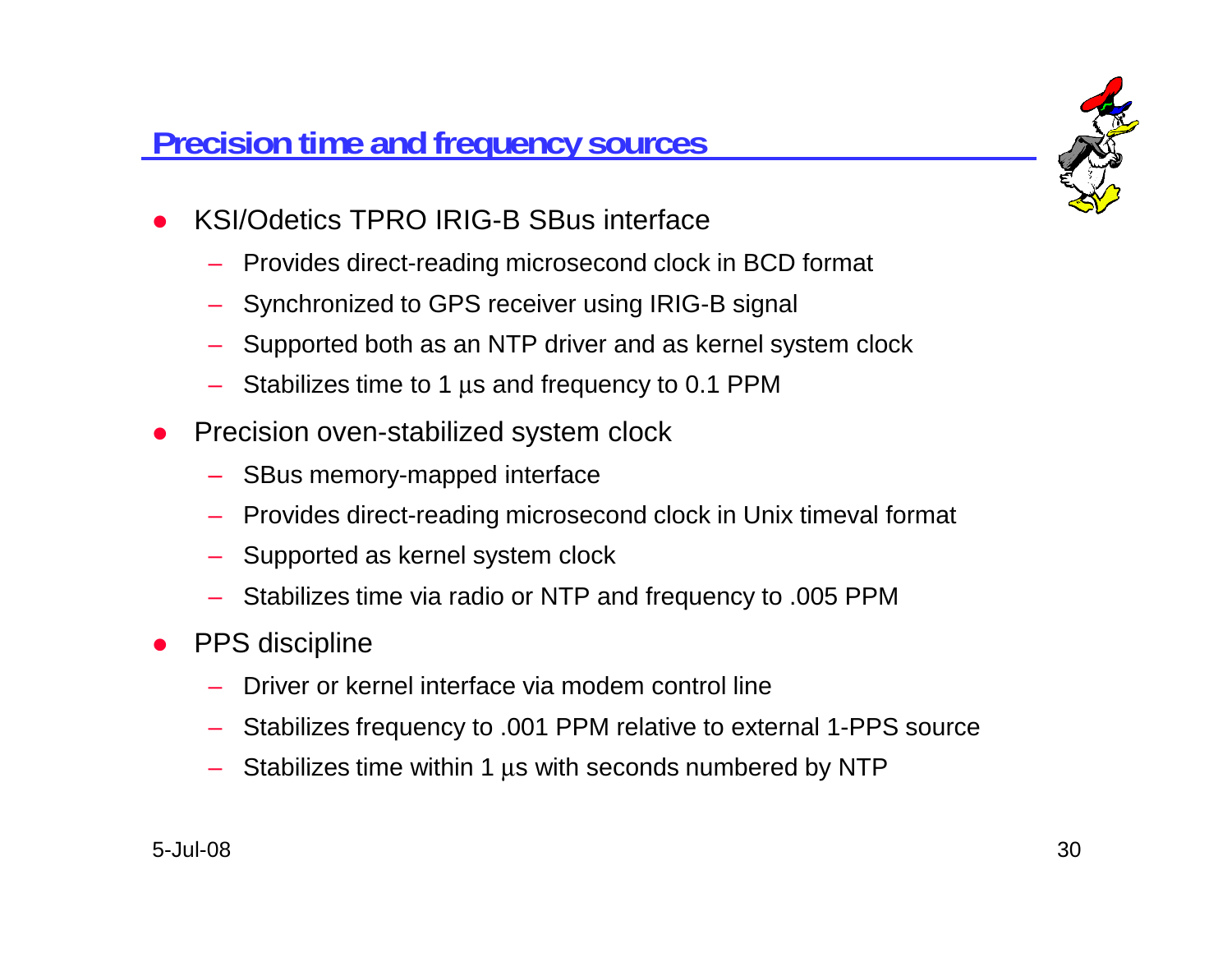## Precision time and frequency sources

- KSI/Odetics TPRO IRIG-B SBus interface
  - Provides direct-reading microsecond clock in BCD format
  - Synchronized to GPS receiver using IRIG-B signal
  - Supported both as an NTP driver and as kernel system clock
  - Stabilizes time to 1 μs and frequency to 0.1 PPM
- Precision oven-stabilized system clock
  - SBus memory-mapped interface
  - Provides direct-reading microsecond clock in Unix timeval format
  - Supported as kernel system clock
  - Stabilizes time via radio or NTP and frequency to .005 PPM
- PPS discipline
  - Driver or kernel interface via modem control line
  - Stabilizes frequency to .001 PPM relative to external 1-PPS source
  - Stabilizes time within 1 μs with seconds numbered by NTP

5-Jul-08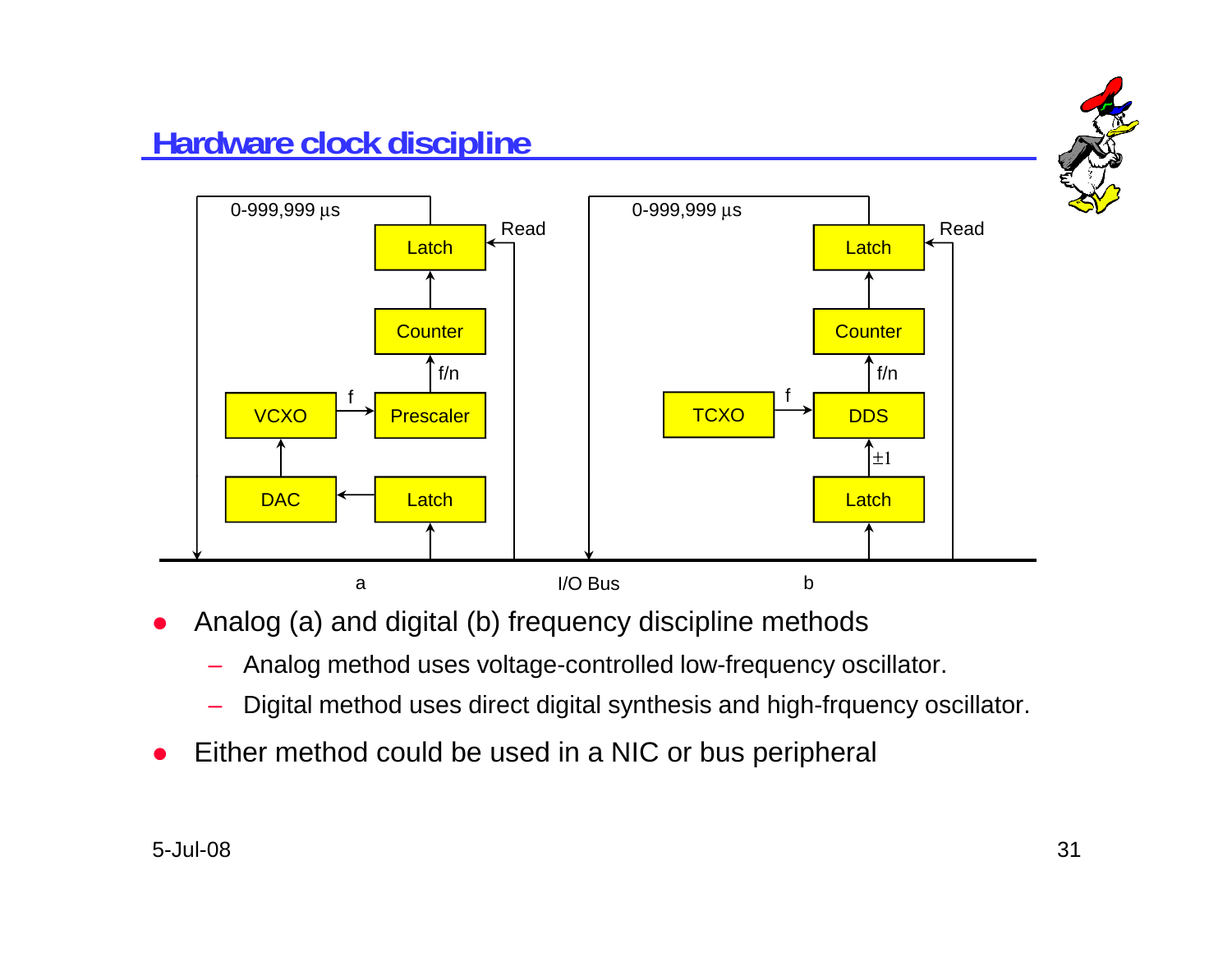# Hardware clock discipline

- Analog (a) and digital (b) frequency discipline methods
  - Analog method uses voltage-controlled low-frequency oscillator.
  - Digital method uses direct digital synthesis and high-frquency oscillator.
- Either method could be used in a NIC or bus peripheral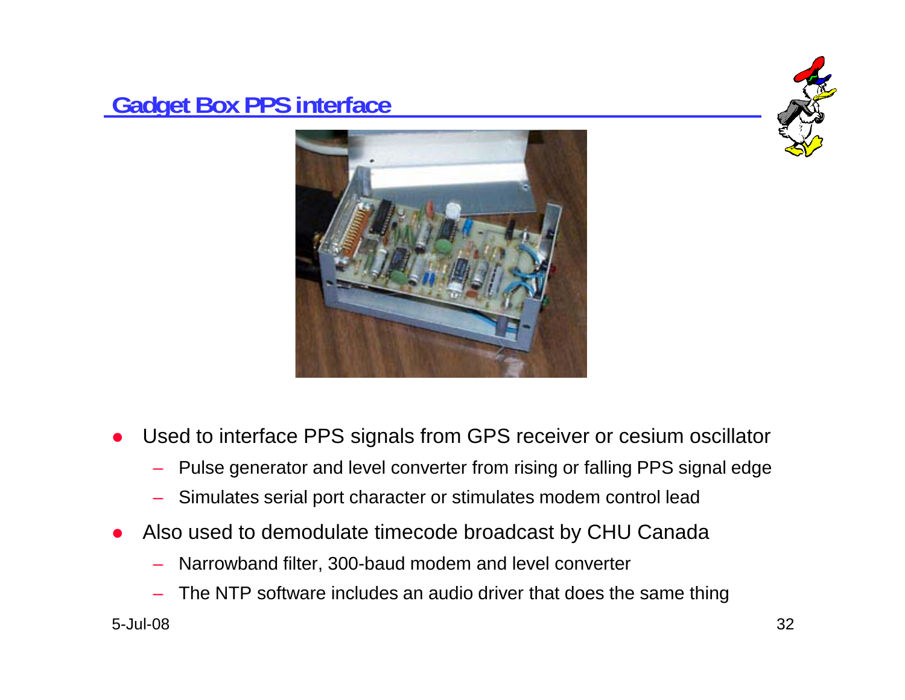## Gadget Box PPS interface

- Used to interface PPS signals from GPS receiver or cesium oscillator
  - Pulse generator and level converter from rising or falling PPS signal edge
  - Simulates serial port character or stimulates modem control lead
- Also used to demodulate timecode broadcast by CHU Canada
  - Narrowband filter, 300-baud modem and level converter
  - The NTP software includes an audio driver that does the same thing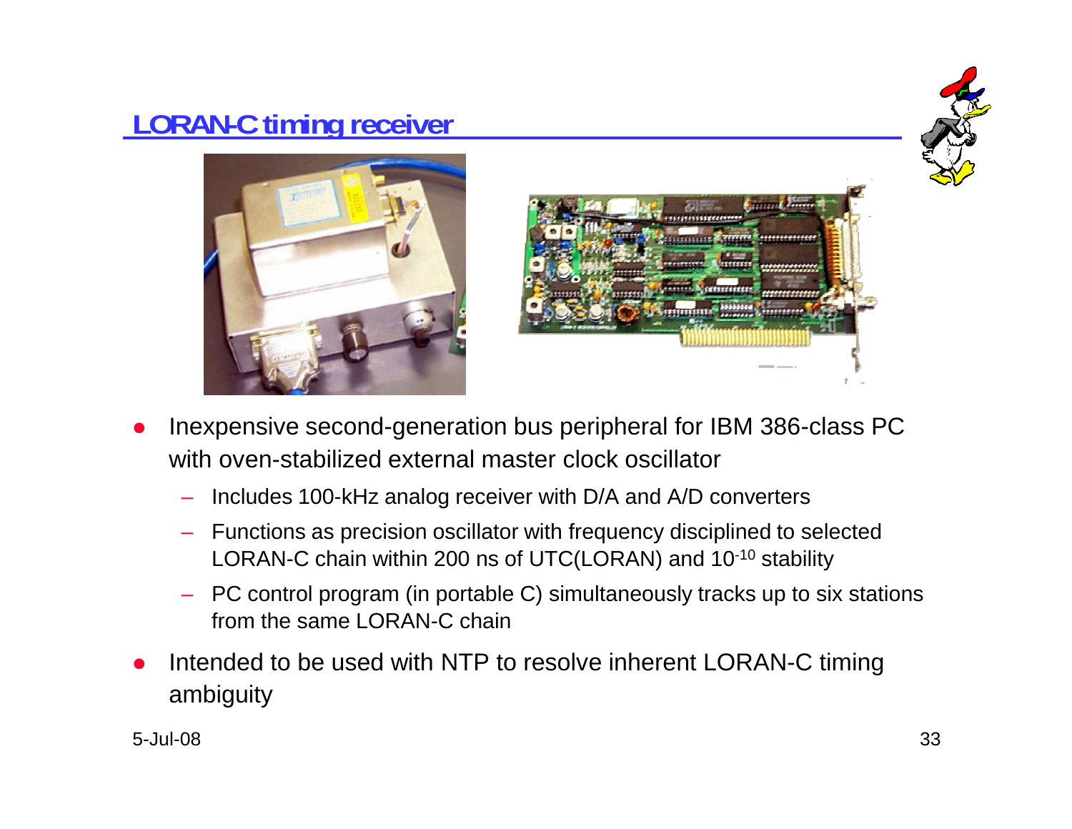# LORAN-C timing receiver

- Inexpensive second-generation bus peripheral for IBM 386-class PC with oven-stabilized external master clock oscillator
  - Includes 100-kHz analog receiver with D/A and A/D converters
  - Functions as precision oscillator with frequency disciplined to selected LORAN-C chain within 200 ns of UTC(LORAN) and $10^{-10}$ stability
  - PC control program (in portable C) simultaneously tracks up to six stations from the same LORAN-C chain
- Intended to be used with NTP to resolve inherent LORAN-C timing ambiguity

5-Jul-08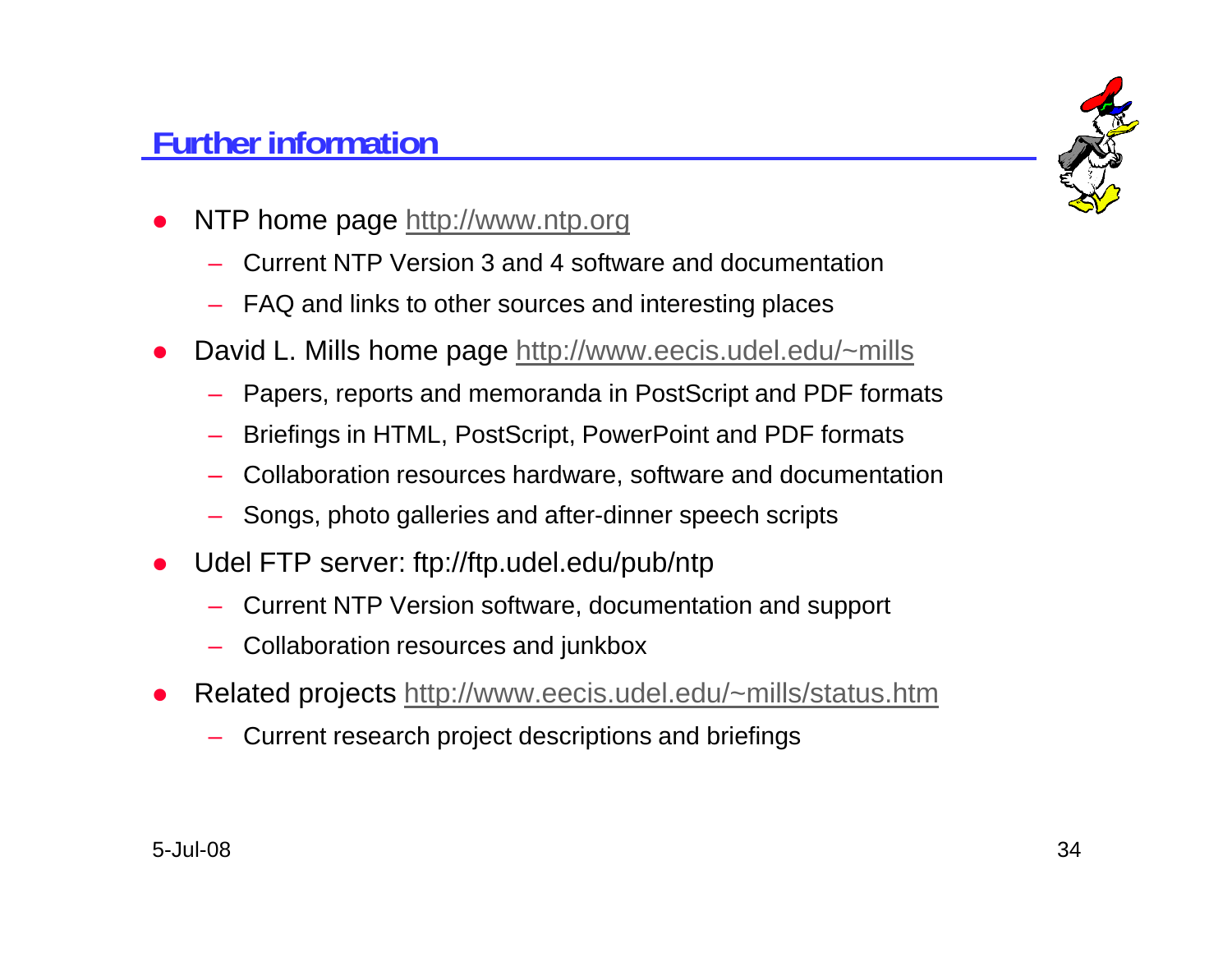## Further information

- NTP home page http://www.ntp.org
  - Current NTP Version 3 and 4 software and documentation
  - FAQ and links to other sources and interesting places
- David L. Mills home page http://www.eecis.udel.edu/~mills
  - Papers, reports and memoranda in PostScript and PDF formats
  - Briefings in HTML, PostScript, PowerPoint and PDF formats
  - Collaboration resources hardware, software and documentation
  - Songs, photo galleries and after-dinner speech scripts
- Udel FTP server: ftp://ftp.udel.edu/pub/ntp
  - Current NTP Version software, documentation and support
  - Collaboration resources and junkbox
- Related projects http://www.eecis.udel.edu/~mills/status.htm
  - Current research project descriptions and briefings